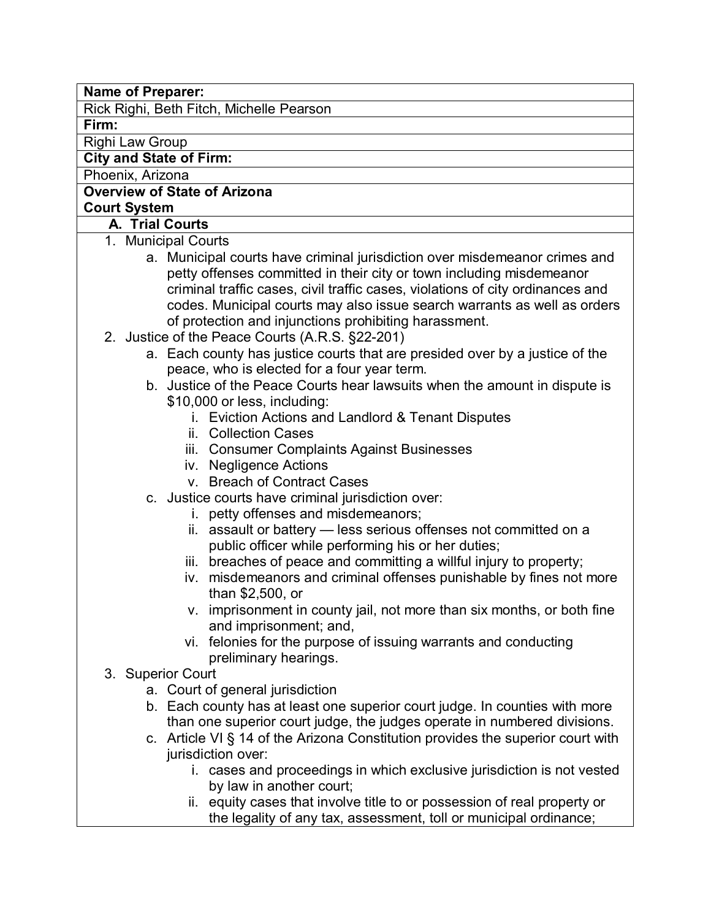**Name of Preparer:**

Rick Righi, Beth Fitch, Michelle Pearson

**Firm:**

Righi Law Group

**City and State of Firm:**

Phoenix, Arizona

**Overview of State of Arizona Court System**

**A. Trial Courts**

1. Municipal Courts
   a. Municipal courts have criminal jurisdiction over misdemeanor crimes and petty offenses committed in their city or town including misdemeanor criminal traffic cases, civil traffic cases, violations of city ordinances and codes. Municipal courts may also issue search warrants as well as orders of protection and injunctions prohibiting harassment.
2. Justice of the Peace Courts (A.R.S. §22-201)
   a. Each county has justice courts that are presided over by a justice of the peace, who is elected for a four year term.
   b. Justice of the Peace Courts hear lawsuits when the amount in dispute is $10,000 or less, including:
      i. Eviction Actions and Landlord & Tenant Disputes
      ii. Collection Cases
      iii. Consumer Complaints Against Businesses
      iv. Negligence Actions
      v. Breach of Contract Cases
   c. Justice courts have criminal jurisdiction over:
      i. petty offenses and misdemeanors;
      ii. assault or battery — less serious offenses not committed on a public officer while performing his or her duties;
      iii. breaches of peace and committing a willful injury to property;
      iv. misdemeanors and criminal offenses punishable by fines not more than $2,500, or
      v. imprisonment in county jail, not more than six months, or both fine and imprisonment; and,
      vi. felonies for the purpose of issuing warrants and conducting preliminary hearings.
3. Superior Court
   a. Court of general jurisdiction
   b. Each county has at least one superior court judge. In counties with more than one superior court judge, the judges operate in numbered divisions.
   c. Article VI § 14 of the Arizona Constitution provides the superior court with jurisdiction over:
      i. cases and proceedings in which exclusive jurisdiction is not vested by law in another court;
      ii. equity cases that involve title to or possession of real property or the legality of any tax, assessment, toll or municipal ordinance;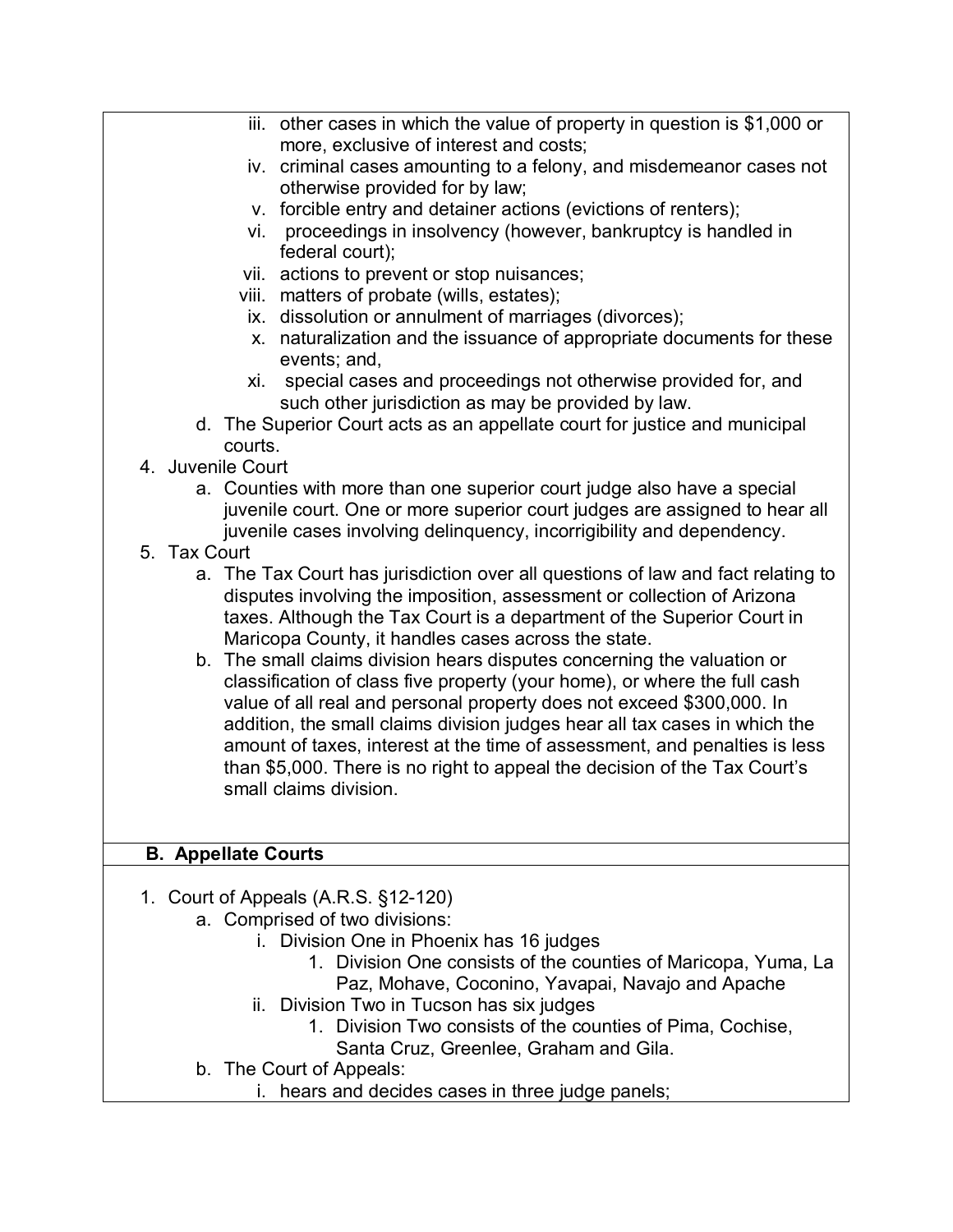iii. other cases in which the value of property in question is $1,000 or more, exclusive of interest and costs;

iv. criminal cases amounting to a felony, and misdemeanor cases not otherwise provided for by law;

v. forcible entry and detainer actions (evictions of renters);

vi. proceedings in insolvency (however, bankruptcy is handled in federal court);

vii. actions to prevent or stop nuisances;

viii. matters of probate (wills, estates);

ix. dissolution or annulment of marriages (divorces);

x. naturalization and the issuance of appropriate documents for these events; and,

xi. special cases and proceedings not otherwise provided for, and such other jurisdiction as may be provided by law.

d. The Superior Court acts as an appellate court for justice and municipal courts.

4. Juvenile Court
   a. Counties with more than one superior court judge also have a special juvenile court. One or more superior court judges are assigned to hear all juvenile cases involving delinquency, incorrigibility and dependency.

5. Tax Court
   a. The Tax Court has jurisdiction over all questions of law and fact relating to disputes involving the imposition, assessment or collection of Arizona taxes. Although the Tax Court is a department of the Superior Court in Maricopa County, it handles cases across the state.
   b. The small claims division hears disputes concerning the valuation or classification of class five property (your home), or where the full cash value of all real and personal property does not exceed $300,000. In addition, the small claims division judges hear all tax cases in which the amount of taxes, interest at the time of assessment, and penalties is less than $5,000. There is no right to appeal the decision of the Tax Court's small claims division.

## B. Appellate Courts

1. Court of Appeals (A.R.S. §12-120)
   a. Comprised of two divisions:
      i. Division One in Phoenix has 16 judges
         1. Division One consists of the counties of Maricopa, Yuma, La Paz, Mohave, Coconino, Yavapai, Navajo and Apache
      ii. Division Two in Tucson has six judges
         1. Division Two consists of the counties of Pima, Cochise, Santa Cruz, Greenlee, Graham and Gila.
   b. The Court of Appeals:
      i. hears and decides cases in three judge panels;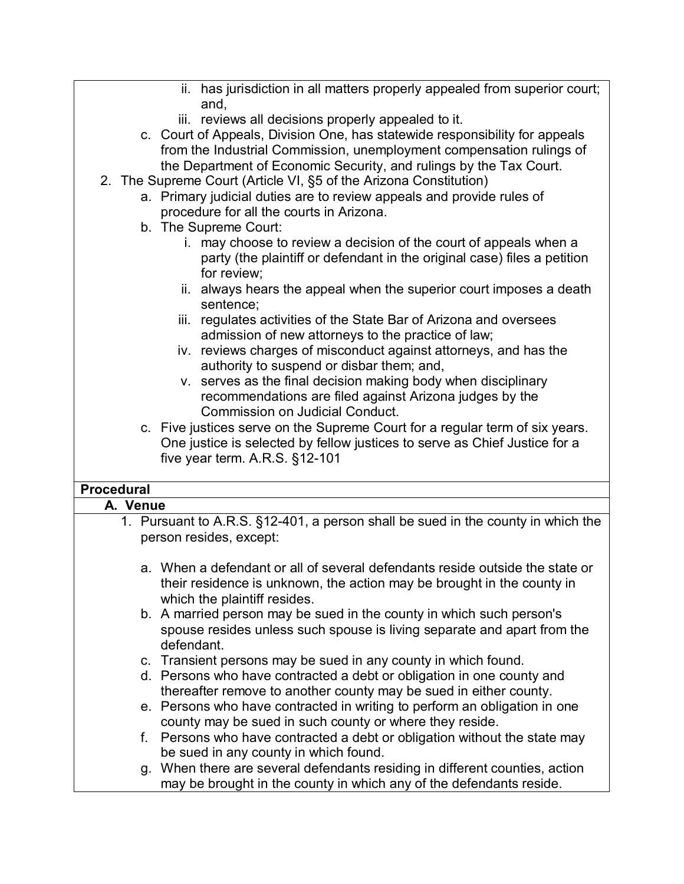ii. has jurisdiction in all matters properly appealed from superior court; and,

iii. reviews all decisions properly appealed to it.

c. Court of Appeals, Division One, has statewide responsibility for appeals from the Industrial Commission, unemployment compensation rulings of the Department of Economic Security, and rulings by the Tax Court.

2. The Supreme Court (Article VI, §5 of the Arizona Constitution)
   a. Primary judicial duties are to review appeals and provide rules of procedure for all the courts in Arizona.
   b. The Supreme Court:
      i. may choose to review a decision of the court of appeals when a party (the plaintiff or defendant in the original case) files a petition for review;
      ii. always hears the appeal when the superior court imposes a death sentence;
      iii. regulates activities of the State Bar of Arizona and oversees admission of new attorneys to the practice of law;
      iv. reviews charges of misconduct against attorneys, and has the authority to suspend or disbar them; and,
      v. serves as the final decision making body when disciplinary recommendations are filed against Arizona judges by the Commission on Judicial Conduct.
   c. Five justices serve on the Supreme Court for a regular term of six years. One justice is selected by fellow justices to serve as Chief Justice for a five year term. A.R.S. §12-101

## Procedural

### A. Venue

1. Pursuant to A.R.S. §12-401, a person shall be sued in the county in which the person resides, except:
   a. When a defendant or all of several defendants reside outside the state or their residence is unknown, the action may be brought in the county in which the plaintiff resides.
   b. A married person may be sued in the county in which such person's spouse resides unless such spouse is living separate and apart from the defendant.
   c. Transient persons may be sued in any county in which found.
   d. Persons who have contracted a debt or obligation in one county and thereafter remove to another county may be sued in either county.
   e. Persons who have contracted in writing to perform an obligation in one county may be sued in such county or where they reside.
   f. Persons who have contracted a debt or obligation without the state may be sued in any county in which found.
   g. When there are several defendants residing in different counties, action may be brought in the county in which any of the defendants reside.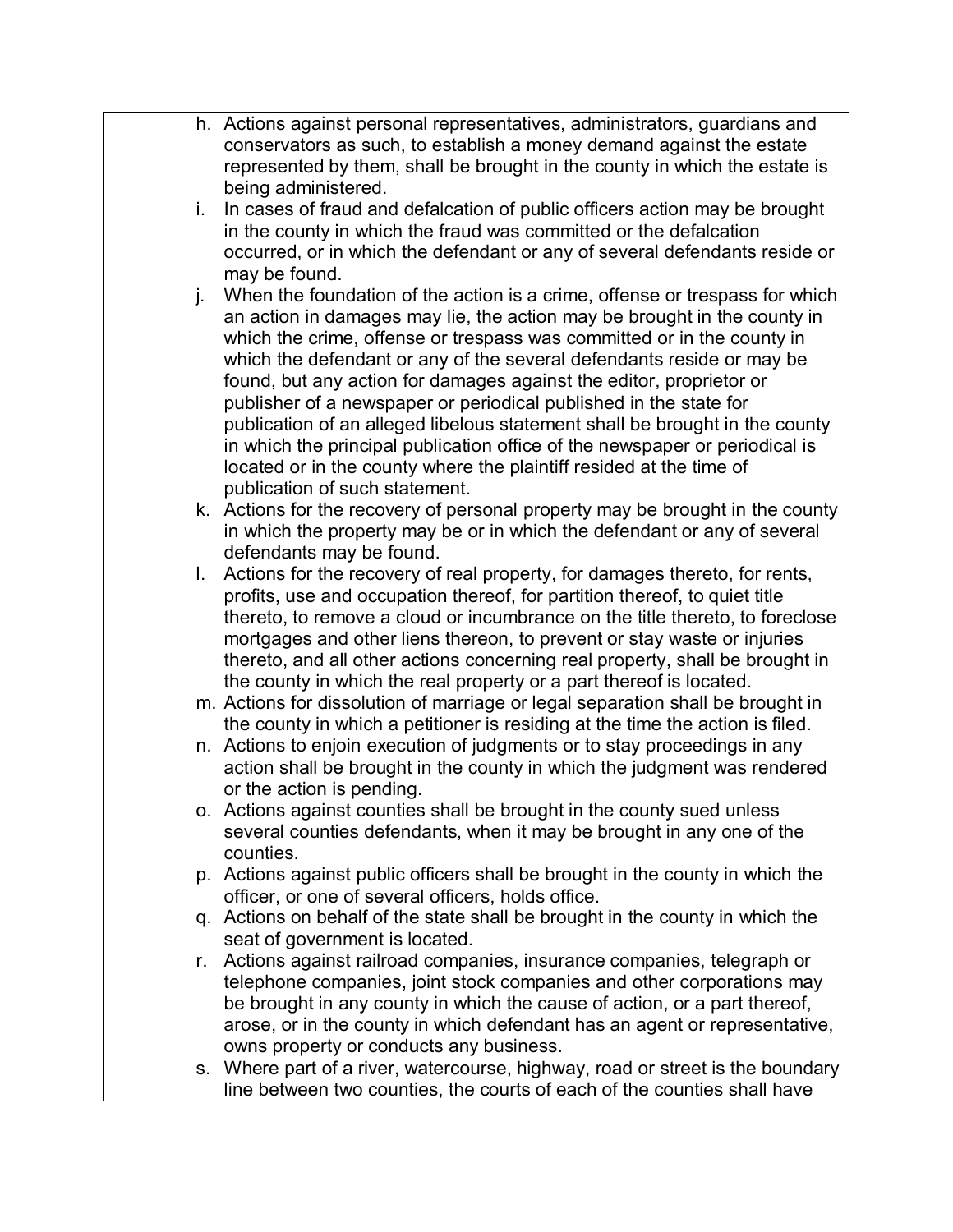h. Actions against personal representatives, administrators, guardians and conservators as such, to establish a money demand against the estate represented by them, shall be brought in the county in which the estate is being administered.
i. In cases of fraud and defalcation of public officers action may be brought in the county in which the fraud was committed or the defalcation occurred, or in which the defendant or any of several defendants reside or may be found.
j. When the foundation of the action is a crime, offense or trespass for which an action in damages may lie, the action may be brought in the county in which the crime, offense or trespass was committed or in the county in which the defendant or any of the several defendants reside or may be found, but any action for damages against the editor, proprietor or publisher of a newspaper or periodical published in the state for publication of an alleged libelous statement shall be brought in the county in which the principal publication office of the newspaper or periodical is located or in the county where the plaintiff resided at the time of publication of such statement.
k. Actions for the recovery of personal property may be brought in the county in which the property may be or in which the defendant or any of several defendants may be found.
l. Actions for the recovery of real property, for damages thereto, for rents, profits, use and occupation thereof, for partition thereof, to quiet title thereto, to remove a cloud or incumbrance on the title thereto, to foreclose mortgages and other liens thereon, to prevent or stay waste or injuries thereto, and all other actions concerning real property, shall be brought in the county in which the real property or a part thereof is located.
m. Actions for dissolution of marriage or legal separation shall be brought in the county in which a petitioner is residing at the time the action is filed.
n. Actions to enjoin execution of judgments or to stay proceedings in any action shall be brought in the county in which the judgment was rendered or the action is pending.
o. Actions against counties shall be brought in the county sued unless several counties defendants, when it may be brought in any one of the counties.
p. Actions against public officers shall be brought in the county in which the officer, or one of several officers, holds office.
q. Actions on behalf of the state shall be brought in the county in which the seat of government is located.
r. Actions against railroad companies, insurance companies, telegraph or telephone companies, joint stock companies and other corporations may be brought in any county in which the cause of action, or a part thereof, arose, or in the county in which defendant has an agent or representative, owns property or conducts any business.
s. Where part of a river, watercourse, highway, road or street is the boundary line between two counties, the courts of each of the counties shall have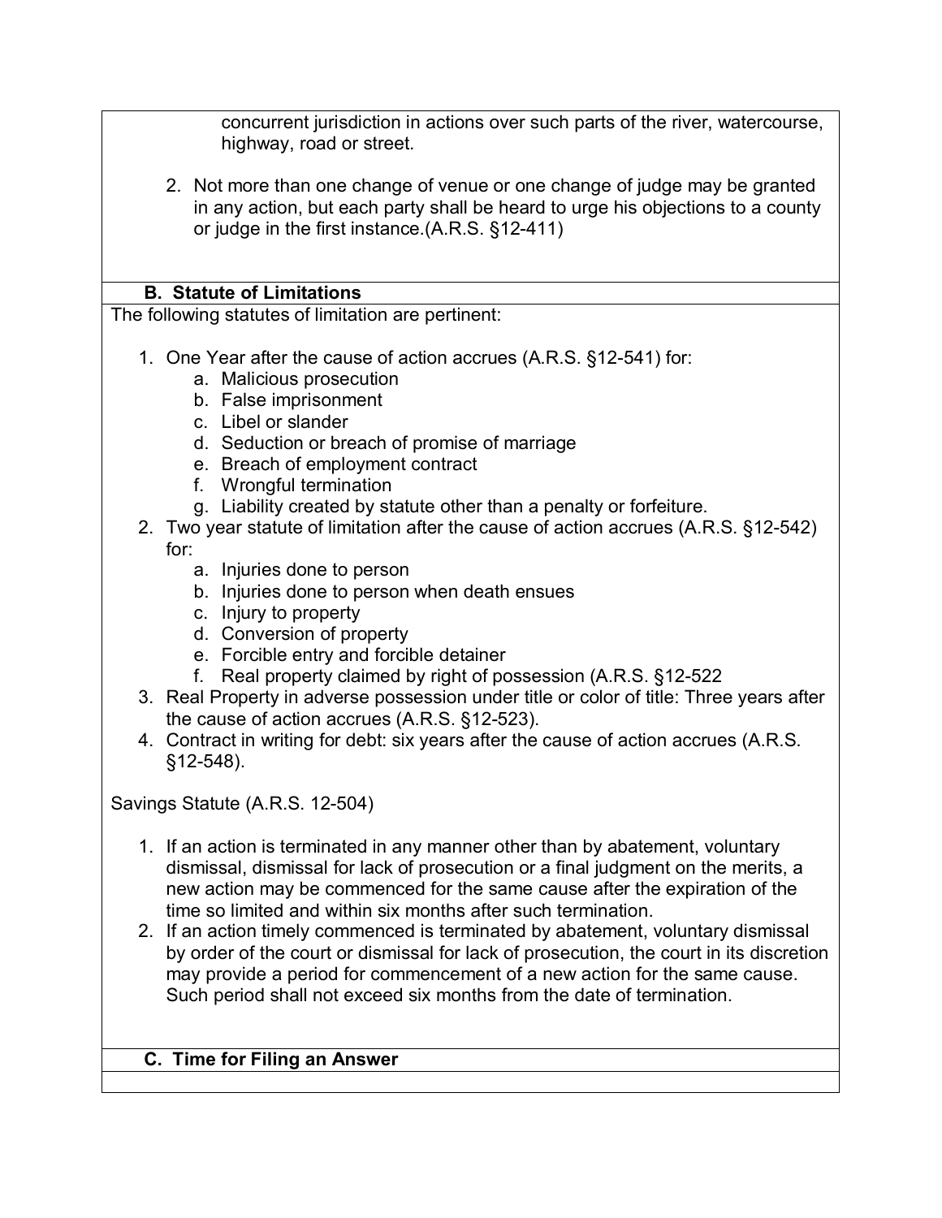concurrent jurisdiction in actions over such parts of the river, watercourse, highway, road or street.

2. Not more than one change of venue or one change of judge may be granted in any action, but each party shall be heard to urge his objections to a county or judge in the first instance.(A.R.S. §12-411)

### B. Statute of Limitations

The following statutes of limitation are pertinent:

1. One Year after the cause of action accrues (A.R.S. §12-541) for:
   a. Malicious prosecution
   b. False imprisonment
   c. Libel or slander
   d. Seduction or breach of promise of marriage
   e. Breach of employment contract
   f. Wrongful termination
   g. Liability created by statute other than a penalty or forfeiture.
2. Two year statute of limitation after the cause of action accrues (A.R.S. §12-542) for:
   a. Injuries done to person
   b. Injuries done to person when death ensues
   c. Injury to property
   d. Conversion of property
   e. Forcible entry and forcible detainer
   f. Real property claimed by right of possession (A.R.S. §12-522
3. Real Property in adverse possession under title or color of title: Three years after the cause of action accrues (A.R.S. §12-523).
4. Contract in writing for debt: six years after the cause of action accrues (A.R.S. §12-548).

Savings Statute (A.R.S. 12-504)

1. If an action is terminated in any manner other than by abatement, voluntary dismissal, dismissal for lack of prosecution or a final judgment on the merits, a new action may be commenced for the same cause after the expiration of the time so limited and within six months after such termination.
2. If an action timely commenced is terminated by abatement, voluntary dismissal by order of the court or dismissal for lack of prosecution, the court in its discretion may provide a period for commencement of a new action for the same cause. Such period shall not exceed six months from the date of termination.

### C. Time for Filing an Answer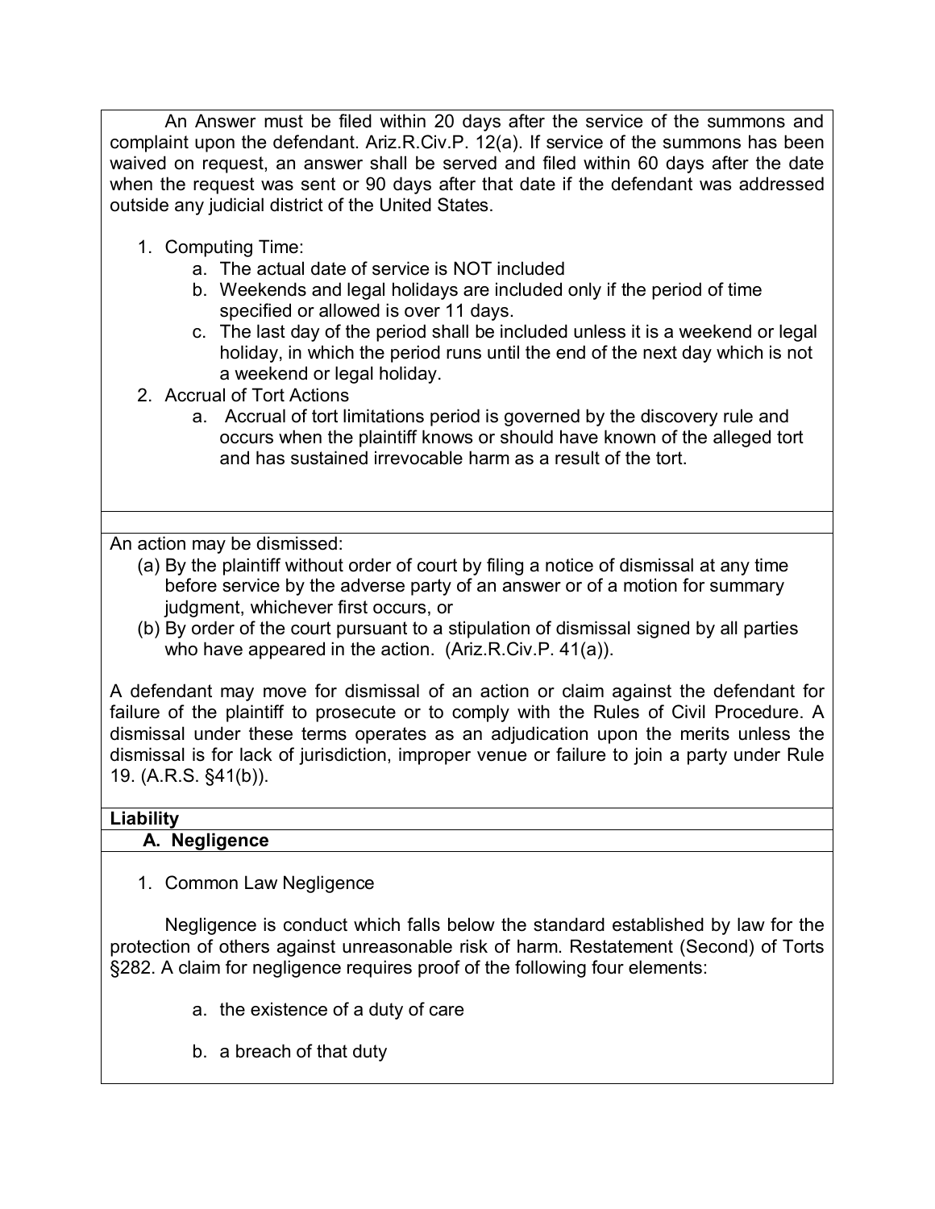An Answer must be filed within 20 days after the service of the summons and complaint upon the defendant. Ariz.R.Civ.P. 12(a). If service of the summons has been waived on request, an answer shall be served and filed within 60 days after the date when the request was sent or 90 days after that date if the defendant was addressed outside any judicial district of the United States.

1. Computing Time:
   a. The actual date of service is NOT included
   b. Weekends and legal holidays are included only if the period of time specified or allowed is over 11 days.
   c. The last day of the period shall be included unless it is a weekend or legal holiday, in which the period runs until the end of the next day which is not a weekend or legal holiday.
2. Accrual of Tort Actions
   a. Accrual of tort limitations period is governed by the discovery rule and occurs when the plaintiff knows or should have known of the alleged tort and has sustained irrevocable harm as a result of the tort.

An action may be dismissed:

(a) By the plaintiff without order of court by filing a notice of dismissal at any time before service by the adverse party of an answer or of a motion for summary judgment, whichever first occurs, or
(b) By order of the court pursuant to a stipulation of dismissal signed by all parties who have appeared in the action. (Ariz.R.Civ.P. 41(a)).

A defendant may move for dismissal of an action or claim against the defendant for failure of the plaintiff to prosecute or to comply with the Rules of Civil Procedure. A dismissal under these terms operates as an adjudication upon the merits unless the dismissal is for lack of jurisdiction, improper venue or failure to join a party under Rule 19. (A.R.S. §41(b)).

**Liability**

**A. Negligence**

1. Common Law Negligence

Negligence is conduct which falls below the standard established by law for the protection of others against unreasonable risk of harm. Restatement (Second) of Torts §282. A claim for negligence requires proof of the following four elements:

a. the existence of a duty of care

b. a breach of that duty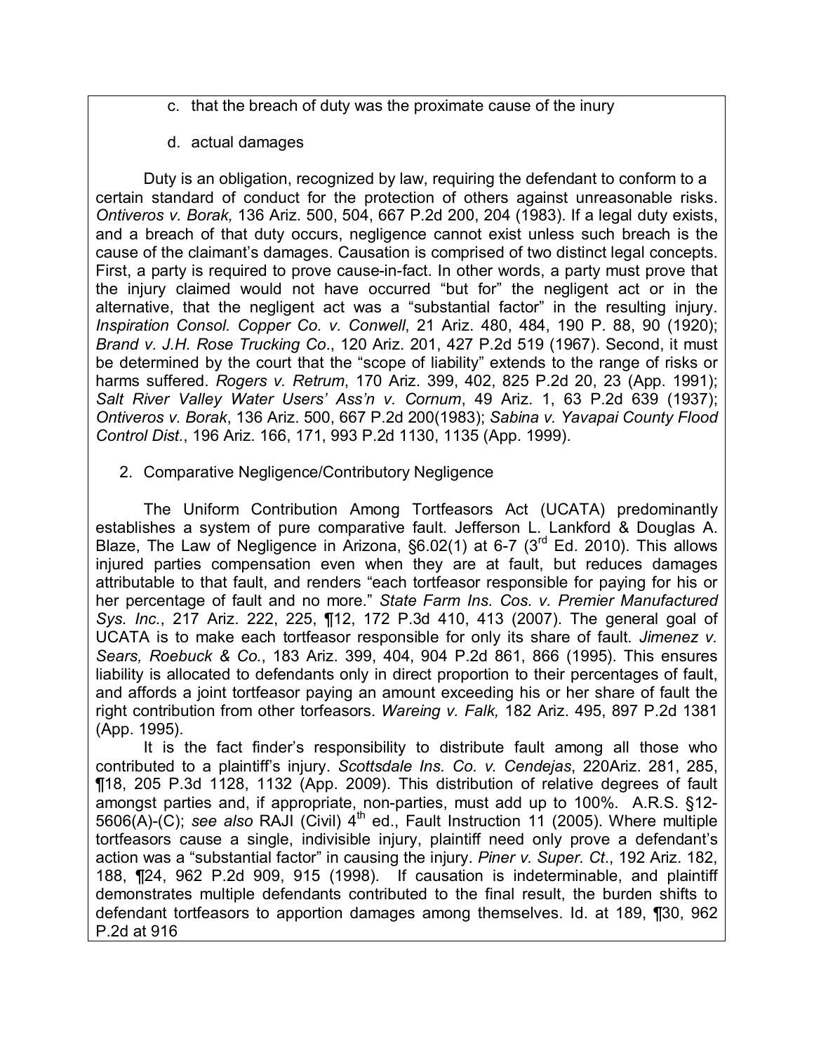c. that the breach of duty was the proximate cause of the inury

d. actual damages

Duty is an obligation, recognized by law, requiring the defendant to conform to a certain standard of conduct for the protection of others against unreasonable risks. *Ontiveros v. Borak,* 136 Ariz. 500, 504, 667 P.2d 200, 204 (1983). If a legal duty exists, and a breach of that duty occurs, negligence cannot exist unless such breach is the cause of the claimant's damages. Causation is comprised of two distinct legal concepts. First, a party is required to prove cause-in-fact. In other words, a party must prove that the injury claimed would not have occurred "but for" the negligent act or in the alternative, that the negligent act was a "substantial factor" in the resulting injury. *Inspiration Consol. Copper Co. v. Conwell*, 21 Ariz. 480, 484, 190 P. 88, 90 (1920); *Brand v. J.H. Rose Trucking Co*., 120 Ariz. 201, 427 P.2d 519 (1967). Second, it must be determined by the court that the "scope of liability" extends to the range of risks or harms suffered. *Rogers v. Retrum*, 170 Ariz. 399, 402, 825 P.2d 20, 23 (App. 1991); *Salt River Valley Water Users' Ass'n v. Cornum*, 49 Ariz. 1, 63 P.2d 639 (1937); *Ontiveros v. Borak*, 136 Ariz. 500, 667 P.2d 200(1983); *Sabina v. Yavapai County Flood Control Dist.*, 196 Ariz. 166, 171, 993 P.2d 1130, 1135 (App. 1999).

2. Comparative Negligence/Contributory Negligence

The Uniform Contribution Among Tortfeasors Act (UCATA) predominantly establishes a system of pure comparative fault. Jefferson L. Lankford & Douglas A. Blaze, The Law of Negligence in Arizona, §6.02(1) at 6-7 (3rd Ed. 2010). This allows injured parties compensation even when they are at fault, but reduces damages attributable to that fault, and renders "each tortfeasor responsible for paying for his or her percentage of fault and no more." *State Farm Ins. Cos. v. Premier Manufactured Sys. Inc.*, 217 Ariz. 222, 225, ¶12, 172 P.3d 410, 413 (2007). The general goal of UCATA is to make each tortfeasor responsible for only its share of fault. *Jimenez v. Sears, Roebuck & Co.*, 183 Ariz. 399, 404, 904 P.2d 861, 866 (1995). This ensures liability is allocated to defendants only in direct proportion to their percentages of fault, and affords a joint tortfeasor paying an amount exceeding his or her share of fault the right contribution from other torfeasors. *Wareing v. Falk,* 182 Ariz. 495, 897 P.2d 1381 (App. 1995).

It is the fact finder's responsibility to distribute fault among all those who contributed to a plaintiff's injury. *Scottsdale Ins. Co. v. Cendejas*, 220Ariz. 281, 285, ¶18, 205 P.3d 1128, 1132 (App. 2009). This distribution of relative degrees of fault amongst parties and, if appropriate, non-parties, must add up to 100%. A.R.S. §12-5606(A)-(C); *see also* RAJI (Civil) 4th ed., Fault Instruction 11 (2005). Where multiple tortfeasors cause a single, indivisible injury, plaintiff need only prove a defendant's action was a "substantial factor" in causing the injury. *Piner v. Super. Ct*., 192 Ariz. 182, 188, ¶24, 962 P.2d 909, 915 (1998). If causation is indeterminable, and plaintiff demonstrates multiple defendants contributed to the final result, the burden shifts to defendant tortfeasors to apportion damages among themselves. Id. at 189, ¶30, 962 P.2d at 916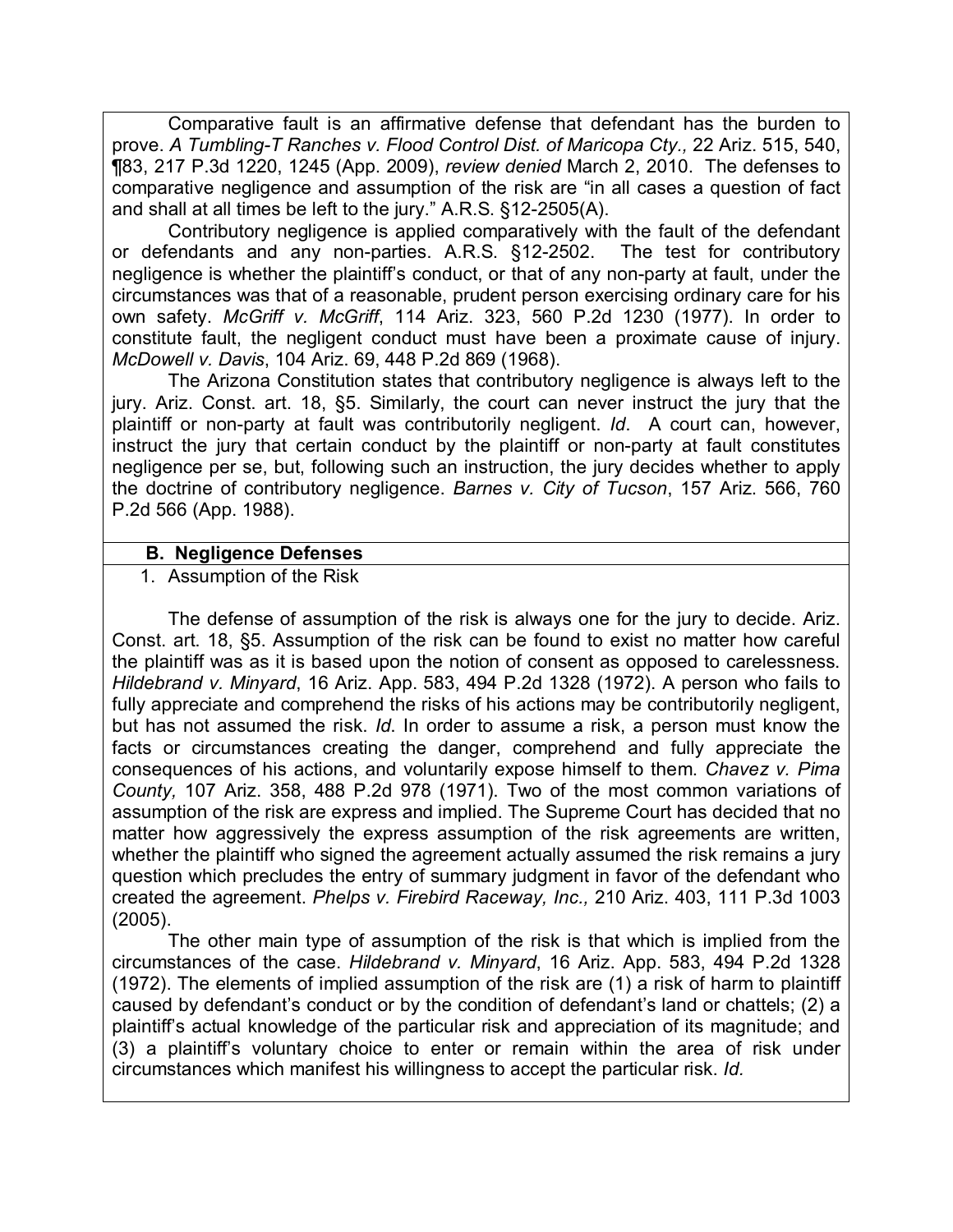Comparative fault is an affirmative defense that defendant has the burden to prove. *A Tumbling-T Ranches v. Flood Control Dist. of Maricopa Cty.,* 22 Ariz. 515, 540, ¶83, 217 P.3d 1220, 1245 (App. 2009), *review denied* March 2, 2010. The defenses to comparative negligence and assumption of the risk are "in all cases a question of fact and shall at all times be left to the jury." A.R.S. §12-2505(A).

Contributory negligence is applied comparatively with the fault of the defendant or defendants and any non-parties. A.R.S. §12-2502. The test for contributory negligence is whether the plaintiff's conduct, or that of any non-party at fault, under the circumstances was that of a reasonable, prudent person exercising ordinary care for his own safety. *McGriff v. McGriff*, 114 Ariz. 323, 560 P.2d 1230 (1977). In order to constitute fault, the negligent conduct must have been a proximate cause of injury. *McDowell v. Davis*, 104 Ariz. 69, 448 P.2d 869 (1968).

The Arizona Constitution states that contributory negligence is always left to the jury. Ariz. Const. art. 18, §5. Similarly, the court can never instruct the jury that the plaintiff or non-party at fault was contributorily negligent. *Id*. A court can, however, instruct the jury that certain conduct by the plaintiff or non-party at fault constitutes negligence per se, but, following such an instruction, the jury decides whether to apply the doctrine of contributory negligence. *Barnes v. City of Tucson*, 157 Ariz. 566, 760 P.2d 566 (App. 1988).

### B. Negligence Defenses

1. Assumption of the Risk

The defense of assumption of the risk is always one for the jury to decide. Ariz. Const. art. 18, §5. Assumption of the risk can be found to exist no matter how careful the plaintiff was as it is based upon the notion of consent as opposed to carelessness. *Hildebrand v. Minyard*, 16 Ariz. App. 583, 494 P.2d 1328 (1972). A person who fails to fully appreciate and comprehend the risks of his actions may be contributorily negligent, but has not assumed the risk. *Id*. In order to assume a risk, a person must know the facts or circumstances creating the danger, comprehend and fully appreciate the consequences of his actions, and voluntarily expose himself to them. *Chavez v. Pima County,* 107 Ariz. 358, 488 P.2d 978 (1971). Two of the most common variations of assumption of the risk are express and implied. The Supreme Court has decided that no matter how aggressively the express assumption of the risk agreements are written, whether the plaintiff who signed the agreement actually assumed the risk remains a jury question which precludes the entry of summary judgment in favor of the defendant who created the agreement. *Phelps v. Firebird Raceway, Inc.,* 210 Ariz. 403, 111 P.3d 1003 (2005).

The other main type of assumption of the risk is that which is implied from the circumstances of the case. *Hildebrand v. Minyard*, 16 Ariz. App. 583, 494 P.2d 1328 (1972). The elements of implied assumption of the risk are (1) a risk of harm to plaintiff caused by defendant's conduct or by the condition of defendant's land or chattels; (2) a plaintiff's actual knowledge of the particular risk and appreciation of its magnitude; and (3) a plaintiff's voluntary choice to enter or remain within the area of risk under circumstances which manifest his willingness to accept the particular risk. *Id.*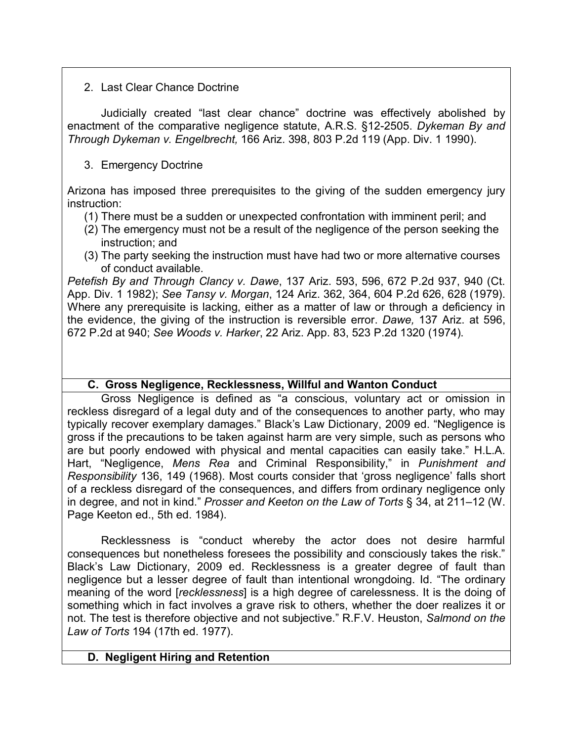2. Last Clear Chance Doctrine

Judicially created "last clear chance" doctrine was effectively abolished by enactment of the comparative negligence statute, A.R.S. §12-2505. *Dykeman By and Through Dykeman v. Engelbrecht,* 166 Ariz. 398, 803 P.2d 119 (App. Div. 1 1990).

3. Emergency Doctrine

Arizona has imposed three prerequisites to the giving of the sudden emergency jury instruction:

(1) There must be a sudden or unexpected confrontation with imminent peril; and
(2) The emergency must not be a result of the negligence of the person seeking the instruction; and
(3) The party seeking the instruction must have had two or more alternative courses of conduct available.

*Petefish By and Through Clancy v. Dawe*, 137 Ariz. 593, 596, 672 P.2d 937, 940 (Ct. App. Div. 1 1982); *See Tansy v. Morgan*, 124 Ariz. 362, 364, 604 P.2d 626, 628 (1979). Where any prerequisite is lacking, either as a matter of law or through a deficiency in the evidence, the giving of the instruction is reversible error. *Dawe,* 137 Ariz. at 596, 672 P.2d at 940; *See Woods v. Harker*, 22 Ariz. App. 83, 523 P.2d 1320 (1974).

## C. Gross Negligence, Recklessness, Willful and Wanton Conduct

Gross Negligence is defined as "a conscious, voluntary act or omission in reckless disregard of a legal duty and of the consequences to another party, who may typically recover exemplary damages." Black's Law Dictionary, 2009 ed. "Negligence is gross if the precautions to be taken against harm are very simple, such as persons who are but poorly endowed with physical and mental capacities can easily take." H.L.A. Hart, "Negligence, *Mens Rea* and Criminal Responsibility," in *Punishment and Responsibility* 136, 149 (1968). Most courts consider that 'gross negligence' falls short of a reckless disregard of the consequences, and differs from ordinary negligence only in degree, and not in kind." *Prosser and Keeton on the Law of Torts* § 34, at 211–12 (W. Page Keeton ed., 5th ed. 1984).

Recklessness is "conduct whereby the actor does not desire harmful consequences but nonetheless foresees the possibility and consciously takes the risk." Black's Law Dictionary, 2009 ed. Recklessness is a greater degree of fault than negligence but a lesser degree of fault than intentional wrongdoing. Id. "The ordinary meaning of the word [*recklessness*] is a high degree of carelessness. It is the doing of something which in fact involves a grave risk to others, whether the doer realizes it or not. The test is therefore objective and not subjective." R.F.V. Heuston, *Salmond on the Law of Torts* 194 (17th ed. 1977).

## D. Negligent Hiring and Retention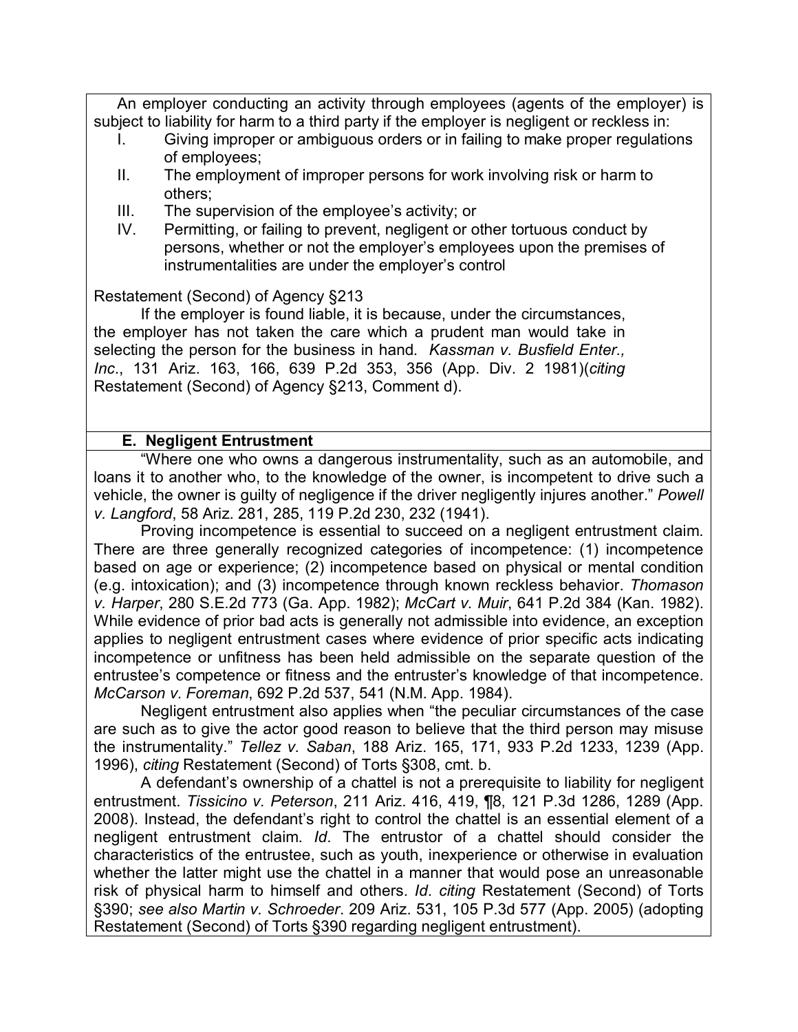An employer conducting an activity through employees (agents of the employer) is subject to liability for harm to a third party if the employer is negligent or reckless in:

I. Giving improper or ambiguous orders or in failing to make proper regulations of employees;
II. The employment of improper persons for work involving risk or harm to others;
III. The supervision of the employee's activity; or
IV. Permitting, or failing to prevent, negligent or other tortuous conduct by persons, whether or not the employer's employees upon the premises of instrumentalities are under the employer's control

Restatement (Second) of Agency §213

If the employer is found liable, it is because, under the circumstances, the employer has not taken the care which a prudent man would take in selecting the person for the business in hand. *Kassman v. Busfield Enter., Inc*., 131 Ariz. 163, 166, 639 P.2d 353, 356 (App. Div. 2 1981)(*citing* Restatement (Second) of Agency §213, Comment d).

### E. Negligent Entrustment

"Where one who owns a dangerous instrumentality, such as an automobile, and loans it to another who, to the knowledge of the owner, is incompetent to drive such a vehicle, the owner is guilty of negligence if the driver negligently injures another." *Powell v. Langford*, 58 Ariz. 281, 285, 119 P.2d 230, 232 (1941).

Proving incompetence is essential to succeed on a negligent entrustment claim. There are three generally recognized categories of incompetence: (1) incompetence based on age or experience; (2) incompetence based on physical or mental condition (e.g. intoxication); and (3) incompetence through known reckless behavior. *Thomason v. Harper*, 280 S.E.2d 773 (Ga. App. 1982); *McCart v. Muir*, 641 P.2d 384 (Kan. 1982). While evidence of prior bad acts is generally not admissible into evidence, an exception applies to negligent entrustment cases where evidence of prior specific acts indicating incompetence or unfitness has been held admissible on the separate question of the entrustee's competence or fitness and the entruster's knowledge of that incompetence. *McCarson v. Foreman*, 692 P.2d 537, 541 (N.M. App. 1984).

Negligent entrustment also applies when "the peculiar circumstances of the case are such as to give the actor good reason to believe that the third person may misuse the instrumentality." *Tellez v. Saban*, 188 Ariz. 165, 171, 933 P.2d 1233, 1239 (App. 1996), *citing* Restatement (Second) of Torts §308, cmt. b.

A defendant's ownership of a chattel is not a prerequisite to liability for negligent entrustment. *Tissicino v. Peterson*, 211 Ariz. 416, 419, ¶8, 121 P.3d 1286, 1289 (App. 2008). Instead, the defendant's right to control the chattel is an essential element of a negligent entrustment claim. *Id*. The entrustor of a chattel should consider the characteristics of the entrustee, such as youth, inexperience or otherwise in evaluation whether the latter might use the chattel in a manner that would pose an unreasonable risk of physical harm to himself and others. *Id*. *citing* Restatement (Second) of Torts §390; *see also Martin v. Schroeder*. 209 Ariz. 531, 105 P.3d 577 (App. 2005) (adopting Restatement (Second) of Torts §390 regarding negligent entrustment).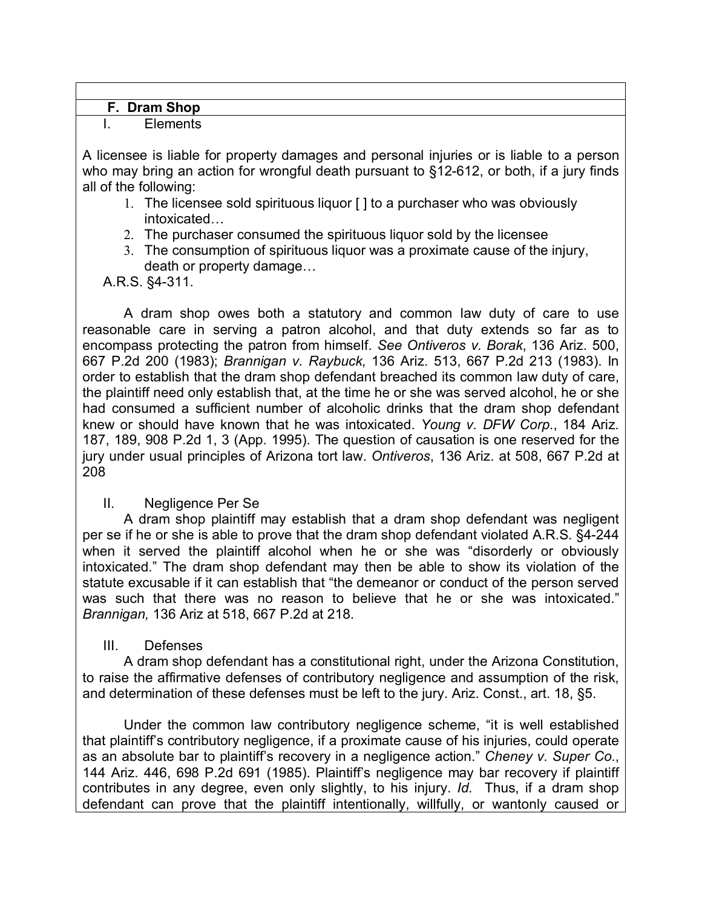## F. Dram Shop

### I. Elements

A licensee is liable for property damages and personal injuries or is liable to a person who may bring an action for wrongful death pursuant to §12-612, or both, if a jury finds all of the following:

1. The licensee sold spirituous liquor [ ] to a purchaser who was obviously intoxicated…
2. The purchaser consumed the spirituous liquor sold by the licensee
3. The consumption of spirituous liquor was a proximate cause of the injury, death or property damage…

A.R.S. §4-311.

A dram shop owes both a statutory and common law duty of care to use reasonable care in serving a patron alcohol, and that duty extends so far as to encompass protecting the patron from himself. *See Ontiveros v. Borak*, 136 Ariz. 500, 667 P.2d 200 (1983); *Brannigan v. Raybuck*, 136 Ariz. 513, 667 P.2d 213 (1983). In order to establish that the dram shop defendant breached its common law duty of care, the plaintiff need only establish that, at the time he or she was served alcohol, he or she had consumed a sufficient number of alcoholic drinks that the dram shop defendant knew or should have known that he was intoxicated. *Young v. DFW Corp*., 184 Ariz. 187, 189, 908 P.2d 1, 3 (App. 1995). The question of causation is one reserved for the jury under usual principles of Arizona tort law. *Ontiveros*, 136 Ariz. at 508, 667 P.2d at 208

### II. Negligence Per Se

A dram shop plaintiff may establish that a dram shop defendant was negligent per se if he or she is able to prove that the dram shop defendant violated A.R.S. §4-244 when it served the plaintiff alcohol when he or she was "disorderly or obviously intoxicated." The dram shop defendant may then be able to show its violation of the statute excusable if it can establish that "the demeanor or conduct of the person served was such that there was no reason to believe that he or she was intoxicated." *Brannigan,* 136 Ariz at 518, 667 P.2d at 218.

### III. Defenses

A dram shop defendant has a constitutional right, under the Arizona Constitution, to raise the affirmative defenses of contributory negligence and assumption of the risk, and determination of these defenses must be left to the jury. Ariz. Const., art. 18, §5.

Under the common law contributory negligence scheme, "it is well established that plaintiff's contributory negligence, if a proximate cause of his injuries, could operate as an absolute bar to plaintiff's recovery in a negligence action." *Cheney v. Super Co.*, 144 Ariz. 446, 698 P.2d 691 (1985). Plaintiff's negligence may bar recovery if plaintiff contributes in any degree, even only slightly, to his injury. *Id.* Thus, if a dram shop defendant can prove that the plaintiff intentionally, willfully, or wantonly caused or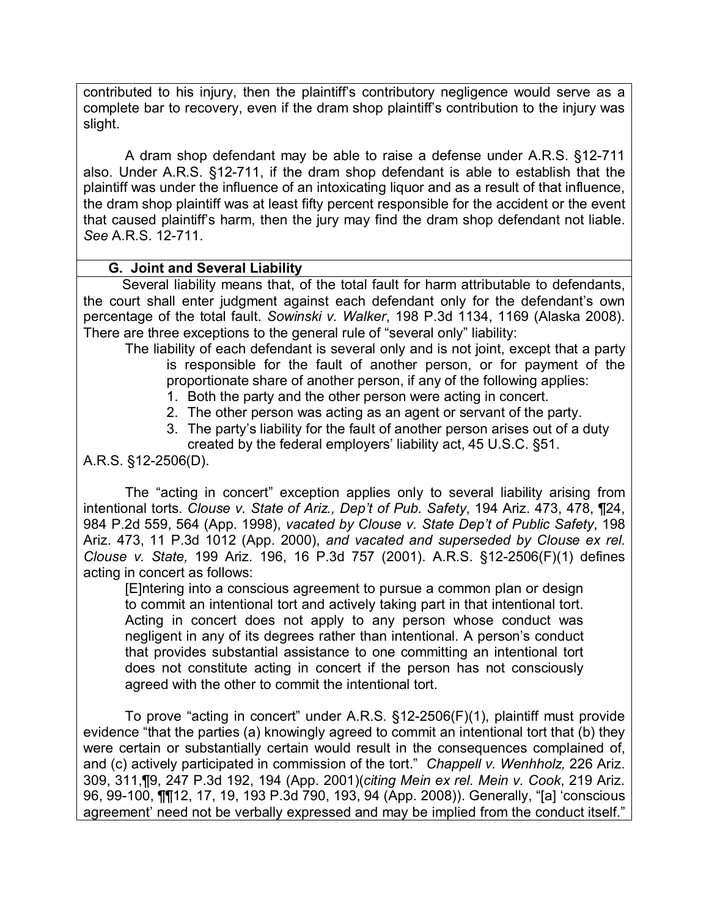contributed to his injury, then the plaintiff's contributory negligence would serve as a complete bar to recovery, even if the dram shop plaintiff's contribution to the injury was slight.

A dram shop defendant may be able to raise a defense under A.R.S. §12-711 also. Under A.R.S. §12-711, if the dram shop defendant is able to establish that the plaintiff was under the influence of an intoxicating liquor and as a result of that influence, the dram shop plaintiff was at least fifty percent responsible for the accident or the event that caused plaintiff's harm, then the jury may find the dram shop defendant not liable. *See* A.R.S. 12-711.

### G. Joint and Several Liability

Several liability means that, of the total fault for harm attributable to defendants, the court shall enter judgment against each defendant only for the defendant's own percentage of the total fault. *Sowinski v. Walker*, 198 P.3d 1134, 1169 (Alaska 2008). There are three exceptions to the general rule of "several only" liability:

> The liability of each defendant is several only and is not joint, except that a party is responsible for the fault of another person, or for payment of the proportionate share of another person, if any of the following applies:
>
> 1. Both the party and the other person were acting in concert.
> 2. The other person was acting as an agent or servant of the party.
> 3. The party's liability for the fault of another person arises out of a duty created by the federal employers' liability act, 45 U.S.C. §51.

A.R.S. §12-2506(D).

The "acting in concert" exception applies only to several liability arising from intentional torts. *Clouse v. State of Ariz., Dep't of Pub. Safety*, 194 Ariz. 473, 478, ¶24, 984 P.2d 559, 564 (App. 1998), *vacated by Clouse v. State Dep't of Public Safety*, 198 Ariz. 473, 11 P.3d 1012 (App. 2000), *and vacated and superseded by Clouse ex rel. Clouse v. State,* 199 Ariz. 196, 16 P.3d 757 (2001). A.R.S. §12-2506(F)(1) defines acting in concert as follows:

> [E]ntering into a conscious agreement to pursue a common plan or design to commit an intentional tort and actively taking part in that intentional tort. Acting in concert does not apply to any person whose conduct was negligent in any of its degrees rather than intentional. A person's conduct that provides substantial assistance to one committing an intentional tort does not constitute acting in concert if the person has not consciously agreed with the other to commit the intentional tort.

To prove "acting in concert" under A.R.S. §12-2506(F)(1), plaintiff must provide evidence "that the parties (a) knowingly agreed to commit an intentional tort that (b) they were certain or substantially certain would result in the consequences complained of, and (c) actively participated in commission of the tort." *Chappell v. Wenhholz,* 226 Ariz. 309, 311,¶9, 247 P.3d 192, 194 (App. 2001)(*citing Mein ex rel. Mein v. Cook*, 219 Ariz. 96, 99-100, ¶¶12, 17, 19, 193 P.3d 790, 193, 94 (App. 2008)). Generally, "[a] 'conscious agreement' need not be verbally expressed and may be implied from the conduct itself."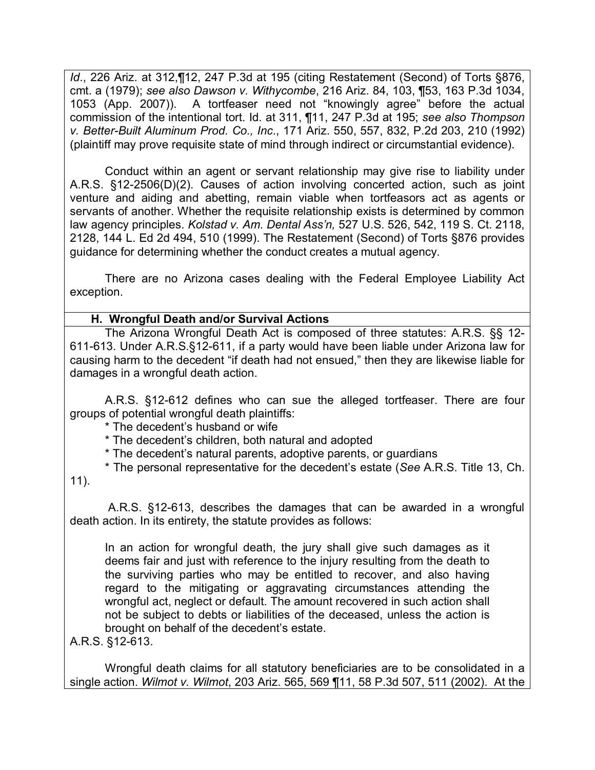*Id*., 226 Ariz. at 312,¶12, 247 P.3d at 195 (citing Restatement (Second) of Torts §876, cmt. a (1979); *see also Dawson v. Withycombe*, 216 Ariz. 84, 103, ¶53, 163 P.3d 1034, 1053 (App. 2007)). A tortfeaser need not "knowingly agree" before the actual commission of the intentional tort. Id. at 311, ¶11, 247 P.3d at 195; *see also Thompson v. Better-Built Aluminum Prod. Co., Inc*., 171 Ariz. 550, 557, 832, P.2d 203, 210 (1992) (plaintiff may prove requisite state of mind through indirect or circumstantial evidence).

Conduct within an agent or servant relationship may give rise to liability under A.R.S. §12-2506(D)(2). Causes of action involving concerted action, such as joint venture and aiding and abetting, remain viable when tortfeasors act as agents or servants of another. Whether the requisite relationship exists is determined by common law agency principles. *Kolstad v. Am. Dental Ass'n,* 527 U.S. 526, 542, 119 S. Ct. 2118, 2128, 144 L. Ed 2d 494, 510 (1999). The Restatement (Second) of Torts §876 provides guidance for determining whether the conduct creates a mutual agency.

There are no Arizona cases dealing with the Federal Employee Liability Act exception.

### H. Wrongful Death and/or Survival Actions

The Arizona Wrongful Death Act is composed of three statutes: A.R.S. §§ 12-611-613. Under A.R.S.§12-611, if a party would have been liable under Arizona law for causing harm to the decedent "if death had not ensued," then they are likewise liable for damages in a wrongful death action.

A.R.S. §12-612 defines who can sue the alleged tortfeaser. There are four groups of potential wrongful death plaintiffs:

* The decedent's husband or wife
* The decedent's children, both natural and adopted
* The decedent's natural parents, adoptive parents, or guardians
* The personal representative for the decedent's estate (*See* A.R.S. Title 13, Ch. 11).

A.R.S. §12-613, describes the damages that can be awarded in a wrongful death action. In its entirety, the statute provides as follows:

> In an action for wrongful death, the jury shall give such damages as it deems fair and just with reference to the injury resulting from the death to the surviving parties who may be entitled to recover, and also having regard to the mitigating or aggravating circumstances attending the wrongful act, neglect or default. The amount recovered in such action shall not be subject to debts or liabilities of the deceased, unless the action is brought on behalf of the decedent's estate.

A.R.S. §12-613.

Wrongful death claims for all statutory beneficiaries are to be consolidated in a single action. *Wilmot v. Wilmot*, 203 Ariz. 565, 569 ¶11, 58 P.3d 507, 511 (2002). At the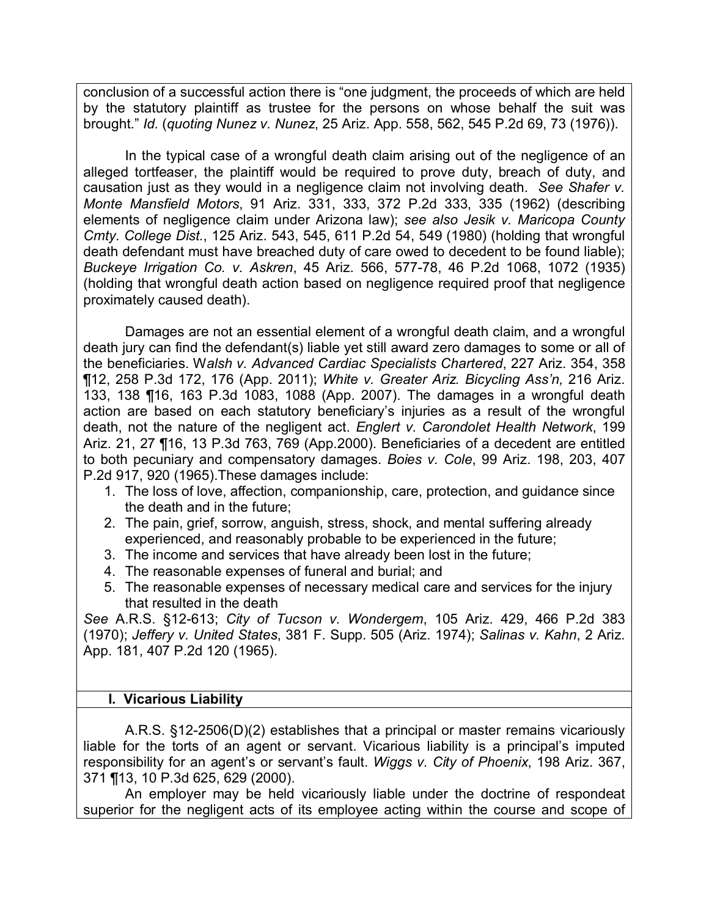conclusion of a successful action there is "one judgment, the proceeds of which are held by the statutory plaintiff as trustee for the persons on whose behalf the suit was brought." *Id.* (*quoting Nunez v. Nunez*, 25 Ariz. App. 558, 562, 545 P.2d 69, 73 (1976)).

In the typical case of a wrongful death claim arising out of the negligence of an alleged tortfeaser, the plaintiff would be required to prove duty, breach of duty, and causation just as they would in a negligence claim not involving death. *See Shafer v. Monte Mansfield Motors*, 91 Ariz. 331, 333, 372 P.2d 333, 335 (1962) (describing elements of negligence claim under Arizona law); *see also Jesik v. Maricopa County Cmty. College Dist.*, 125 Ariz. 543, 545, 611 P.2d 54, 549 (1980) (holding that wrongful death defendant must have breached duty of care owed to decedent to be found liable); *Buckeye Irrigation Co. v. Askren*, 45 Ariz. 566, 577-78, 46 P.2d 1068, 1072 (1935) (holding that wrongful death action based on negligence required proof that negligence proximately caused death).

Damages are not an essential element of a wrongful death claim, and a wrongful death jury can find the defendant(s) liable yet still award zero damages to some or all of the beneficiaries. W*alsh v. Advanced Cardiac Specialists Chartered*, 227 Ariz. 354, 358 ¶12, 258 P.3d 172, 176 (App. 2011); *White v. Greater Ariz. Bicycling Ass'n,* 216 Ariz. 133, 138 ¶16, 163 P.3d 1083, 1088 (App. 2007). The damages in a wrongful death action are based on each statutory beneficiary's injuries as a result of the wrongful death, not the nature of the negligent act. *Englert v. Carondolet Health Network*, 199 Ariz. 21, 27 ¶16, 13 P.3d 763, 769 (App.2000). Beneficiaries of a decedent are entitled to both pecuniary and compensatory damages. *Boies v. Cole*, 99 Ariz. 198, 203, 407 P.2d 917, 920 (1965).These damages include:

1. The loss of love, affection, companionship, care, protection, and guidance since the death and in the future;
2. The pain, grief, sorrow, anguish, stress, shock, and mental suffering already experienced, and reasonably probable to be experienced in the future;
3. The income and services that have already been lost in the future;
4. The reasonable expenses of funeral and burial; and
5. The reasonable expenses of necessary medical care and services for the injury that resulted in the death

*See* A.R.S. §12-613; *City of Tucson v. Wondergem*, 105 Ariz. 429, 466 P.2d 383 (1970); *Jeffery v. United States*, 381 F. Supp. 505 (Ariz. 1974); *Salinas v. Kahn*, 2 Ariz. App. 181, 407 P.2d 120 (1965).

## I. Vicarious Liability

A.R.S. §12-2506(D)(2) establishes that a principal or master remains vicariously liable for the torts of an agent or servant. Vicarious liability is a principal's imputed responsibility for an agent's or servant's fault. *Wiggs v. City of Phoenix*, 198 Ariz. 367, 371 ¶13, 10 P.3d 625, 629 (2000).

An employer may be held vicariously liable under the doctrine of respondeat superior for the negligent acts of its employee acting within the course and scope of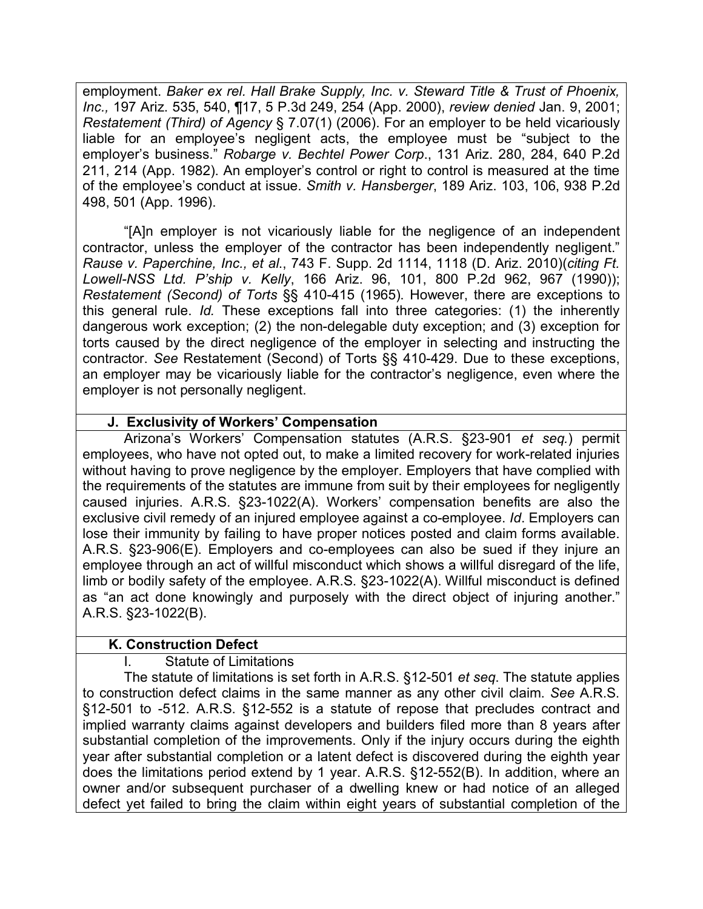employment. *Baker ex rel. Hall Brake Supply, Inc. v. Steward Title & Trust of Phoenix, Inc.,* 197 Ariz. 535, 540, ¶17, 5 P.3d 249, 254 (App. 2000), *review denied* Jan. 9, 2001; *Restatement (Third) of Agency* § 7.07(1) (2006). For an employer to be held vicariously liable for an employee's negligent acts, the employee must be "subject to the employer's business." *Robarge v. Bechtel Power Corp*., 131 Ariz. 280, 284, 640 P.2d 211, 214 (App. 1982). An employer's control or right to control is measured at the time of the employee's conduct at issue. *Smith v. Hansberger*, 189 Ariz. 103, 106, 938 P.2d 498, 501 (App. 1996).

"[A]n employer is not vicariously liable for the negligence of an independent contractor, unless the employer of the contractor has been independently negligent." *Rause v. Paperchine, Inc., et al*., 743 F. Supp. 2d 1114, 1118 (D. Ariz. 2010)(*citing Ft. Lowell-NSS Ltd. P'ship v. Kelly*, 166 Ariz. 96, 101, 800 P.2d 962, 967 (1990)); *Restatement (Second) of Torts* §§ 410-415 (1965). However, there are exceptions to this general rule. *Id.* These exceptions fall into three categories: (1) the inherently dangerous work exception; (2) the non-delegable duty exception; and (3) exception for torts caused by the direct negligence of the employer in selecting and instructing the contractor. *See* Restatement (Second) of Torts §§ 410-429. Due to these exceptions, an employer may be vicariously liable for the contractor's negligence, even where the employer is not personally negligent.

### J. Exclusivity of Workers' Compensation

Arizona's Workers' Compensation statutes (A.R.S. §23-901 *et seq.*) permit employees, who have not opted out, to make a limited recovery for work-related injuries without having to prove negligence by the employer. Employers that have complied with the requirements of the statutes are immune from suit by their employees for negligently caused injuries. A.R.S. §23-1022(A). Workers' compensation benefits are also the exclusive civil remedy of an injured employee against a co-employee. *Id*. Employers can lose their immunity by failing to have proper notices posted and claim forms available. A.R.S. §23-906(E). Employers and co-employees can also be sued if they injure an employee through an act of willful misconduct which shows a willful disregard of the life, limb or bodily safety of the employee. A.R.S. §23-1022(A). Willful misconduct is defined as "an act done knowingly and purposely with the direct object of injuring another." A.R.S. §23-1022(B).

### K. Construction Defect

I. Statute of Limitations

The statute of limitations is set forth in A.R.S. §12-501 *et seq*. The statute applies to construction defect claims in the same manner as any other civil claim. *See* A.R.S. §12-501 to -512. A.R.S. §12-552 is a statute of repose that precludes contract and implied warranty claims against developers and builders filed more than 8 years after substantial completion of the improvements. Only if the injury occurs during the eighth year after substantial completion or a latent defect is discovered during the eighth year does the limitations period extend by 1 year. A.R.S. §12-552(B). In addition, where an owner and/or subsequent purchaser of a dwelling knew or had notice of an alleged defect yet failed to bring the claim within eight years of substantial completion of the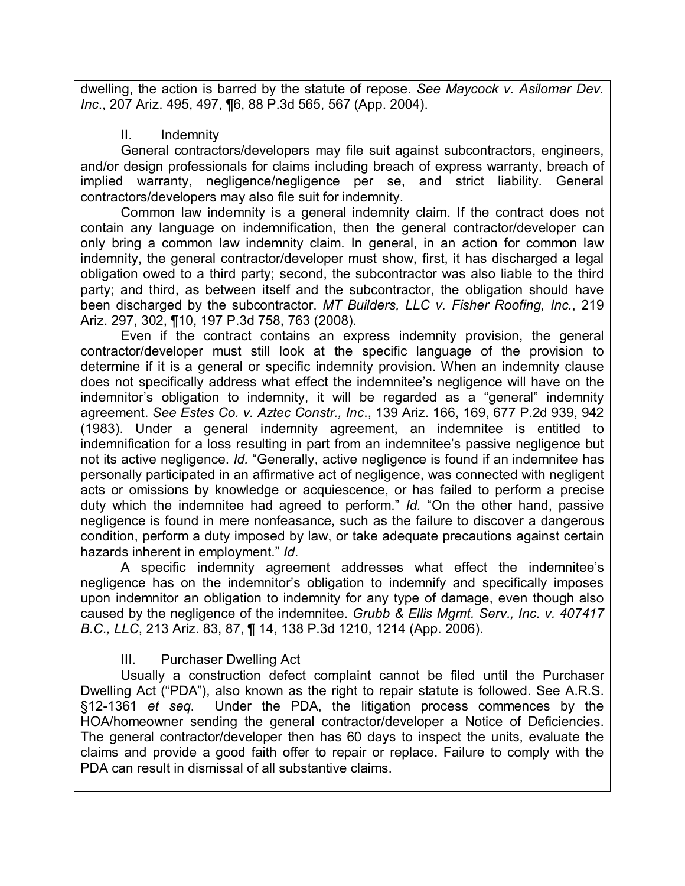dwelling, the action is barred by the statute of repose. *See Maycock v. Asilomar Dev. Inc*., 207 Ariz. 495, 497, ¶6, 88 P.3d 565, 567 (App. 2004).

## II. Indemnity

General contractors/developers may file suit against subcontractors, engineers, and/or design professionals for claims including breach of express warranty, breach of implied warranty, negligence/negligence per se, and strict liability. General contractors/developers may also file suit for indemnity.

Common law indemnity is a general indemnity claim. If the contract does not contain any language on indemnification, then the general contractor/developer can only bring a common law indemnity claim. In general, in an action for common law indemnity, the general contractor/developer must show, first, it has discharged a legal obligation owed to a third party; second, the subcontractor was also liable to the third party; and third, as between itself and the subcontractor, the obligation should have been discharged by the subcontractor. *MT Builders, LLC v. Fisher Roofing, Inc.*, 219 Ariz. 297, 302, ¶10, 197 P.3d 758, 763 (2008).

Even if the contract contains an express indemnity provision, the general contractor/developer must still look at the specific language of the provision to determine if it is a general or specific indemnity provision. When an indemnity clause does not specifically address what effect the indemnitee's negligence will have on the indemnitor's obligation to indemnity, it will be regarded as a "general" indemnity agreement. *See Estes Co. v. Aztec Constr., Inc*., 139 Ariz. 166, 169, 677 P.2d 939, 942 (1983). Under a general indemnity agreement, an indemnitee is entitled to indemnification for a loss resulting in part from an indemnitee's passive negligence but not its active negligence. *Id.* "Generally, active negligence is found if an indemnitee has personally participated in an affirmative act of negligence, was connected with negligent acts or omissions by knowledge or acquiescence, or has failed to perform a precise duty which the indemnitee had agreed to perform." *Id.* "On the other hand, passive negligence is found in mere nonfeasance, such as the failure to discover a dangerous condition, perform a duty imposed by law, or take adequate precautions against certain hazards inherent in employment." *Id*.

A specific indemnity agreement addresses what effect the indemnitee's negligence has on the indemnitor's obligation to indemnify and specifically imposes upon indemnitor an obligation to indemnity for any type of damage, even though also caused by the negligence of the indemnitee. *Grubb & Ellis Mgmt. Serv., Inc. v. 407417 B.C., LLC*, 213 Ariz. 83, 87, ¶ 14, 138 P.3d 1210, 1214 (App. 2006).

## III. Purchaser Dwelling Act

Usually a construction defect complaint cannot be filed until the Purchaser Dwelling Act ("PDA"), also known as the right to repair statute is followed. See A.R.S. §12-1361 *et seq.* Under the PDA, the litigation process commences by the HOA/homeowner sending the general contractor/developer a Notice of Deficiencies. The general contractor/developer then has 60 days to inspect the units, evaluate the claims and provide a good faith offer to repair or replace. Failure to comply with the PDA can result in dismissal of all substantive claims.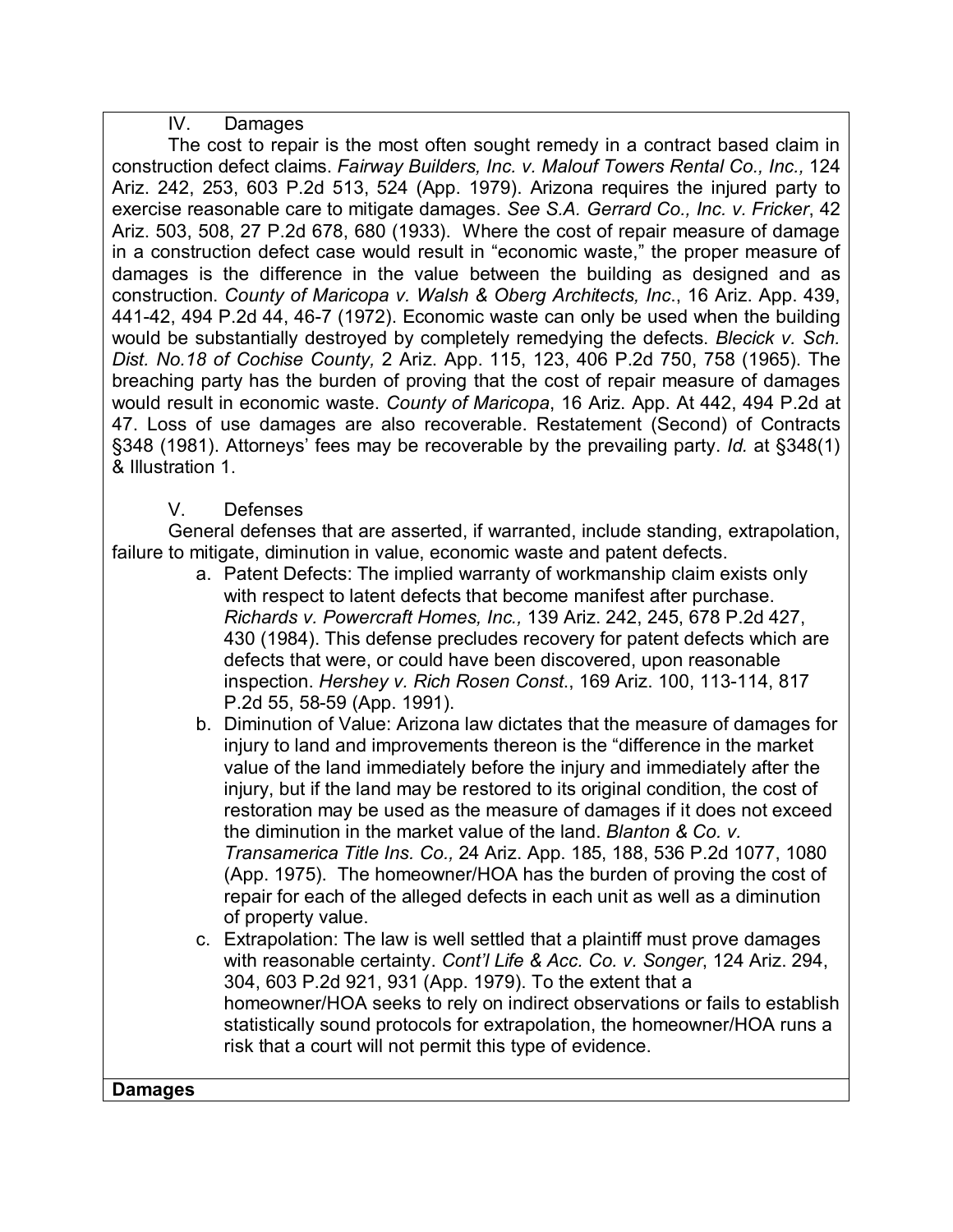## IV. Damages

The cost to repair is the most often sought remedy in a contract based claim in construction defect claims. *Fairway Builders, Inc. v. Malouf Towers Rental Co., Inc.,* 124 Ariz. 242, 253, 603 P.2d 513, 524 (App. 1979). Arizona requires the injured party to exercise reasonable care to mitigate damages. *See S.A. Gerrard Co., Inc. v. Fricker*, 42 Ariz. 503, 508, 27 P.2d 678, 680 (1933). Where the cost of repair measure of damage in a construction defect case would result in "economic waste," the proper measure of damages is the difference in the value between the building as designed and as construction. *County of Maricopa v. Walsh & Oberg Architects, Inc*., 16 Ariz. App. 439, 441-42, 494 P.2d 44, 46-7 (1972). Economic waste can only be used when the building would be substantially destroyed by completely remedying the defects. *Blecick v. Sch. Dist. No.18 of Cochise County,* 2 Ariz. App. 115, 123, 406 P.2d 750, 758 (1965). The breaching party has the burden of proving that the cost of repair measure of damages would result in economic waste. *County of Maricopa*, 16 Ariz. App. At 442, 494 P.2d at 47. Loss of use damages are also recoverable. Restatement (Second) of Contracts §348 (1981). Attorneys' fees may be recoverable by the prevailing party. *Id.* at §348(1) & Illustration 1.

## V. Defenses

General defenses that are asserted, if warranted, include standing, extrapolation, failure to mitigate, diminution in value, economic waste and patent defects.

a. Patent Defects: The implied warranty of workmanship claim exists only with respect to latent defects that become manifest after purchase. *Richards v. Powercraft Homes, Inc.,* 139 Ariz. 242, 245, 678 P.2d 427, 430 (1984). This defense precludes recovery for patent defects which are defects that were, or could have been discovered, upon reasonable inspection. *Hershey v. Rich Rosen Const*., 169 Ariz. 100, 113-114, 817 P.2d 55, 58-59 (App. 1991).

b. Diminution of Value: Arizona law dictates that the measure of damages for injury to land and improvements thereon is the "difference in the market value of the land immediately before the injury and immediately after the injury, but if the land may be restored to its original condition, the cost of restoration may be used as the measure of damages if it does not exceed the diminution in the market value of the land. *Blanton & Co. v. Transamerica Title Ins. Co.,* 24 Ariz. App. 185, 188, 536 P.2d 1077, 1080 (App. 1975). The homeowner/HOA has the burden of proving the cost of repair for each of the alleged defects in each unit as well as a diminution of property value.

c. Extrapolation: The law is well settled that a plaintiff must prove damages with reasonable certainty. *Cont'l Life & Acc. Co. v. Songer*, 124 Ariz. 294, 304, 603 P.2d 921, 931 (App. 1979). To the extent that a homeowner/HOA seeks to rely on indirect observations or fails to establish statistically sound protocols for extrapolation, the homeowner/HOA runs a risk that a court will not permit this type of evidence.

**Damages**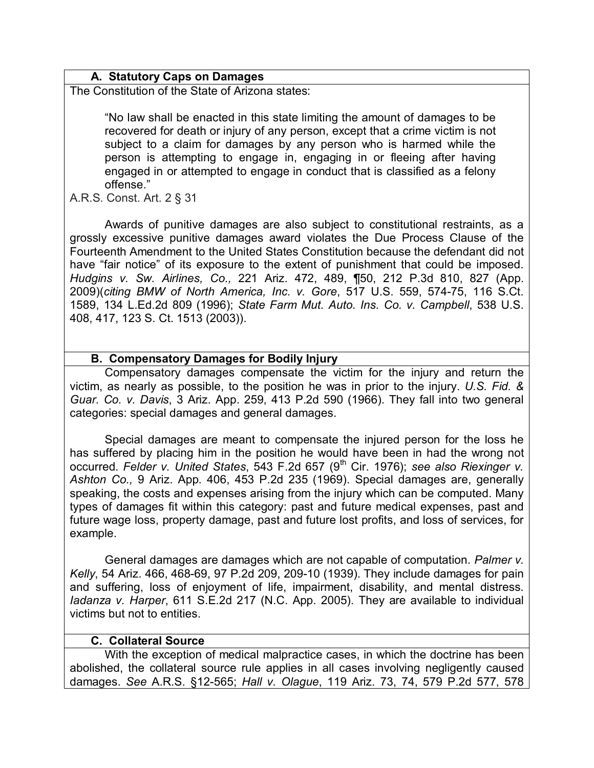### A. Statutory Caps on Damages

The Constitution of the State of Arizona states:

> "No law shall be enacted in this state limiting the amount of damages to be recovered for death or injury of any person, except that a crime victim is not subject to a claim for damages by any person who is harmed while the person is attempting to engage in, engaging in or fleeing after having engaged in or attempted to engage in conduct that is classified as a felony offense."

A.R.S. Const. Art. 2 § 31

Awards of punitive damages are also subject to constitutional restraints, as a grossly excessive punitive damages award violates the Due Process Clause of the Fourteenth Amendment to the United States Constitution because the defendant did not have "fair notice" of its exposure to the extent of punishment that could be imposed. *Hudgins v. Sw. Airlines, Co.,* 221 Ariz. 472, 489, ¶50, 212 P.3d 810, 827 (App. 2009)(*citing BMW of North America, Inc. v. Gore*, 517 U.S. 559, 574-75, 116 S.Ct. 1589, 134 L.Ed.2d 809 (1996); *State Farm Mut. Auto. Ins. Co. v. Campbell*, 538 U.S. 408, 417, 123 S. Ct. 1513 (2003)).

### B. Compensatory Damages for Bodily Injury

Compensatory damages compensate the victim for the injury and return the victim, as nearly as possible, to the position he was in prior to the injury. *U.S. Fid. & Guar. Co. v. Davis*, 3 Ariz. App. 259, 413 P.2d 590 (1966). They fall into two general categories: special damages and general damages.

Special damages are meant to compensate the injured person for the loss he has suffered by placing him in the position he would have been in had the wrong not occurred. *Felder v. United States*, 543 F.2d 657 (9th Cir. 1976); *see also Riexinger v. Ashton Co.,* 9 Ariz. App. 406, 453 P.2d 235 (1969). Special damages are, generally speaking, the costs and expenses arising from the injury which can be computed. Many types of damages fit within this category: past and future medical expenses, past and future wage loss, property damage, past and future lost profits, and loss of services, for example.

General damages are damages which are not capable of computation. *Palmer v. Kelly*, 54 Ariz. 466, 468-69, 97 P.2d 209, 209-10 (1939). They include damages for pain and suffering, loss of enjoyment of life, impairment, disability, and mental distress. *Iadanza v. Harper*, 611 S.E.2d 217 (N.C. App. 2005). They are available to individual victims but not to entities.

### C. Collateral Source

With the exception of medical malpractice cases, in which the doctrine has been abolished, the collateral source rule applies in all cases involving negligently caused damages. *See* A.R.S. §12-565; *Hall v. Olague*, 119 Ariz. 73, 74, 579 P.2d 577, 578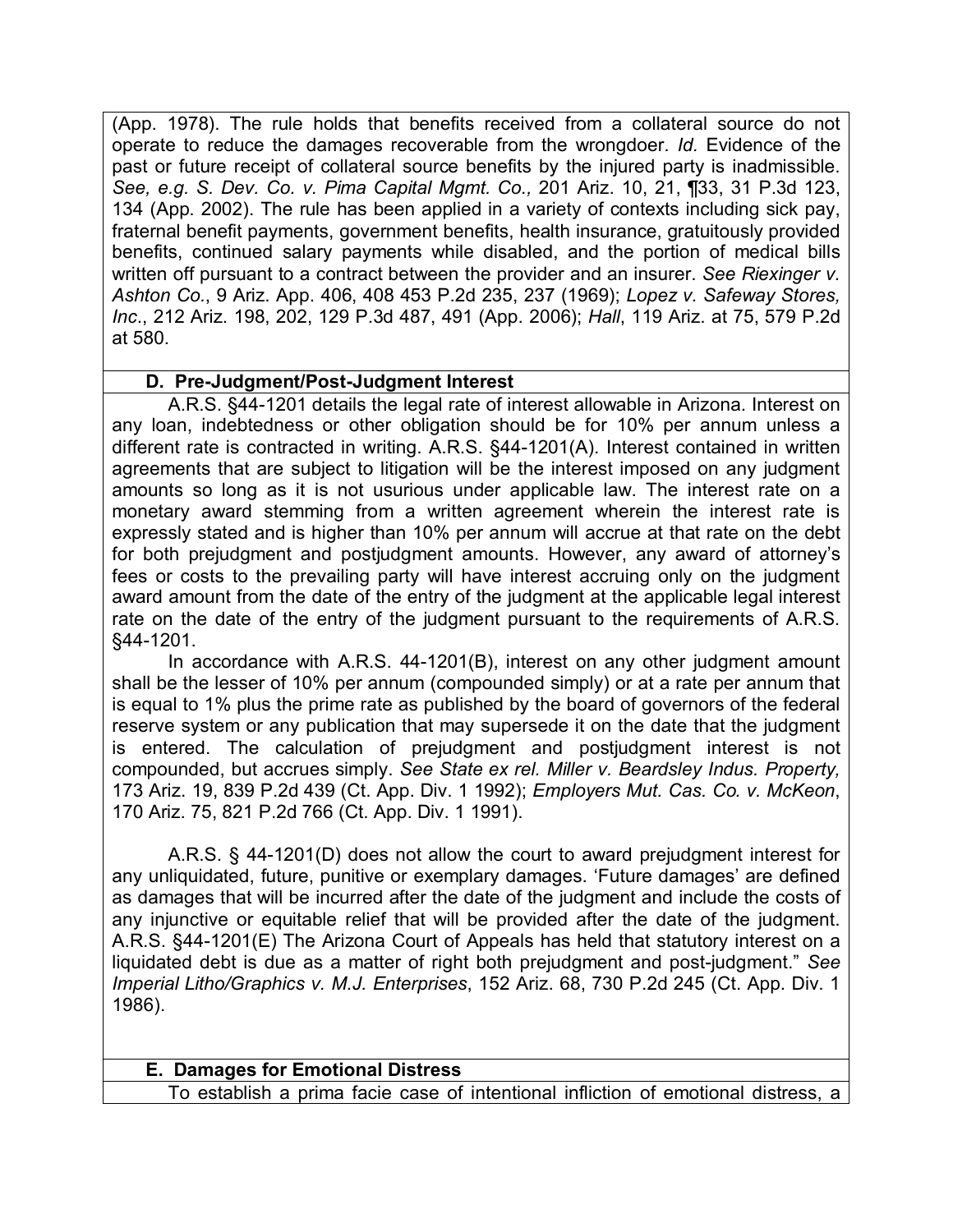(App. 1978). The rule holds that benefits received from a collateral source do not operate to reduce the damages recoverable from the wrongdoer. *Id.* Evidence of the past or future receipt of collateral source benefits by the injured party is inadmissible. *See, e.g. S. Dev. Co. v. Pima Capital Mgmt. Co.,* 201 Ariz. 10, 21, ¶33, 31 P.3d 123, 134 (App. 2002). The rule has been applied in a variety of contexts including sick pay, fraternal benefit payments, government benefits, health insurance, gratuitously provided benefits, continued salary payments while disabled, and the portion of medical bills written off pursuant to a contract between the provider and an insurer. *See Riexinger v. Ashton Co.*, 9 Ariz. App. 406, 408 453 P.2d 235, 237 (1969); *Lopez v. Safeway Stores, Inc*., 212 Ariz. 198, 202, 129 P.3d 487, 491 (App. 2006); *Hall*, 119 Ariz. at 75, 579 P.2d at 580.

### D. Pre-Judgment/Post-Judgment Interest

A.R.S. §44-1201 details the legal rate of interest allowable in Arizona. Interest on any loan, indebtedness or other obligation should be for 10% per annum unless a different rate is contracted in writing. A.R.S. §44-1201(A). Interest contained in written agreements that are subject to litigation will be the interest imposed on any judgment amounts so long as it is not usurious under applicable law. The interest rate on a monetary award stemming from a written agreement wherein the interest rate is expressly stated and is higher than 10% per annum will accrue at that rate on the debt for both prejudgment and postjudgment amounts. However, any award of attorney's fees or costs to the prevailing party will have interest accruing only on the judgment award amount from the date of the entry of the judgment at the applicable legal interest rate on the date of the entry of the judgment pursuant to the requirements of A.R.S. §44-1201.

In accordance with A.R.S. 44-1201(B), interest on any other judgment amount shall be the lesser of 10% per annum (compounded simply) or at a rate per annum that is equal to 1% plus the prime rate as published by the board of governors of the federal reserve system or any publication that may supersede it on the date that the judgment is entered. The calculation of prejudgment and postjudgment interest is not compounded, but accrues simply. *See State ex rel. Miller v. Beardsley Indus. Property,* 173 Ariz. 19, 839 P.2d 439 (Ct. App. Div. 1 1992); *Employers Mut. Cas. Co. v. McKeon*, 170 Ariz. 75, 821 P.2d 766 (Ct. App. Div. 1 1991).

A.R.S. § 44-1201(D) does not allow the court to award prejudgment interest for any unliquidated, future, punitive or exemplary damages. 'Future damages' are defined as damages that will be incurred after the date of the judgment and include the costs of any injunctive or equitable relief that will be provided after the date of the judgment. A.R.S. §44-1201(E) The Arizona Court of Appeals has held that statutory interest on a liquidated debt is due as a matter of right both prejudgment and post-judgment." *See Imperial Litho/Graphics v. M.J. Enterprises*, 152 Ariz. 68, 730 P.2d 245 (Ct. App. Div. 1 1986).

### E. Damages for Emotional Distress

To establish a prima facie case of intentional infliction of emotional distress, a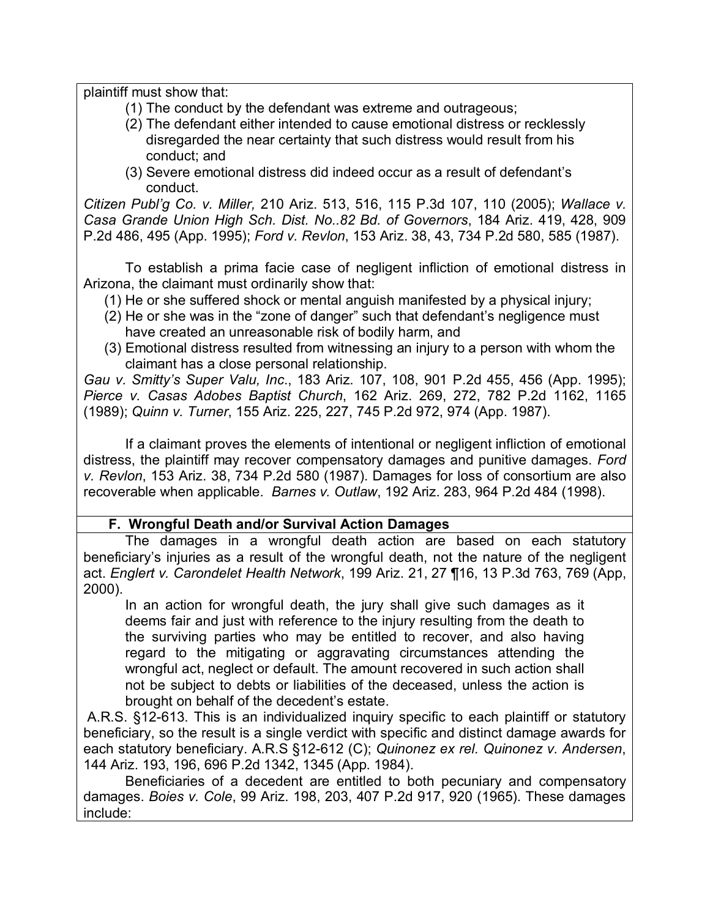plaintiff must show that:

(1) The conduct by the defendant was extreme and outrageous;
(2) The defendant either intended to cause emotional distress or recklessly disregarded the near certainty that such distress would result from his conduct; and
(3) Severe emotional distress did indeed occur as a result of defendant's conduct.

*Citizen Publ'g Co. v. Miller,* 210 Ariz. 513, 516, 115 P.3d 107, 110 (2005); *Wallace v. Casa Grande Union High Sch. Dist. No..82 Bd. of Governors*, 184 Ariz. 419, 428, 909 P.2d 486, 495 (App. 1995); *Ford v. Revlon*, 153 Ariz. 38, 43, 734 P.2d 580, 585 (1987).

To establish a prima facie case of negligent infliction of emotional distress in Arizona, the claimant must ordinarily show that:

(1) He or she suffered shock or mental anguish manifested by a physical injury;
(2) He or she was in the "zone of danger" such that defendant's negligence must have created an unreasonable risk of bodily harm, and
(3) Emotional distress resulted from witnessing an injury to a person with whom the claimant has a close personal relationship.

*Gau v. Smitty's Super Valu, Inc*., 183 Ariz. 107, 108, 901 P.2d 455, 456 (App. 1995); *Pierce v. Casas Adobes Baptist Church*, 162 Ariz. 269, 272, 782 P.2d 1162, 1165 (1989); *Quinn v. Turner*, 155 Ariz. 225, 227, 745 P.2d 972, 974 (App. 1987).

If a claimant proves the elements of intentional or negligent infliction of emotional distress, the plaintiff may recover compensatory damages and punitive damages. *Ford v. Revlon*, 153 Ariz. 38, 734 P.2d 580 (1987). Damages for loss of consortium are also recoverable when applicable. *Barnes v. Outlaw*, 192 Ariz. 283, 964 P.2d 484 (1998).

### F. Wrongful Death and/or Survival Action Damages

The damages in a wrongful death action are based on each statutory beneficiary's injuries as a result of the wrongful death, not the nature of the negligent act. *Englert v. Carondelet Health Network*, 199 Ariz. 21, 27 ¶16, 13 P.3d 763, 769 (App, 2000).

> In an action for wrongful death, the jury shall give such damages as it deems fair and just with reference to the injury resulting from the death to the surviving parties who may be entitled to recover, and also having regard to the mitigating or aggravating circumstances attending the wrongful act, neglect or default. The amount recovered in such action shall not be subject to debts or liabilities of the deceased, unless the action is brought on behalf of the decedent's estate.

A.R.S. §12-613. This is an individualized inquiry specific to each plaintiff or statutory beneficiary, so the result is a single verdict with specific and distinct damage awards for each statutory beneficiary. A.R.S §12-612 (C); *Quinonez ex rel. Quinonez v. Andersen*, 144 Ariz. 193, 196, 696 P.2d 1342, 1345 (App. 1984).

Beneficiaries of a decedent are entitled to both pecuniary and compensatory damages. *Boies v. Cole*, 99 Ariz. 198, 203, 407 P.2d 917, 920 (1965). These damages include: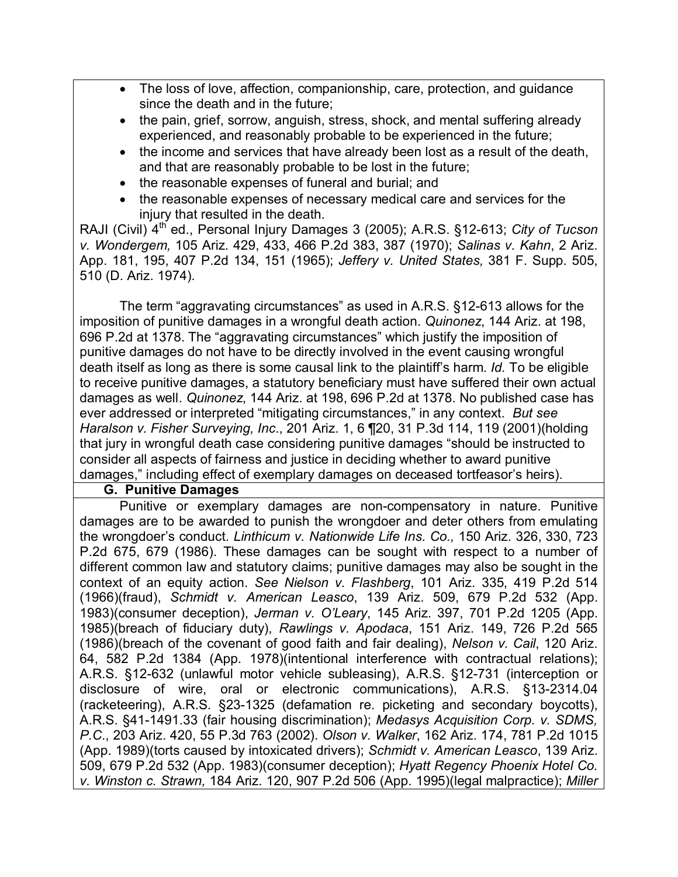- The loss of love, affection, companionship, care, protection, and guidance since the death and in the future;
- the pain, grief, sorrow, anguish, stress, shock, and mental suffering already experienced, and reasonably probable to be experienced in the future;
- the income and services that have already been lost as a result of the death, and that are reasonably probable to be lost in the future;
- the reasonable expenses of funeral and burial; and
- the reasonable expenses of necessary medical care and services for the injury that resulted in the death.

RAJI (Civil) 4th ed., Personal Injury Damages 3 (2005); A.R.S. §12-613; *City of Tucson v. Wondergem,* 105 Ariz. 429, 433, 466 P.2d 383, 387 (1970); *Salinas v. Kahn*, 2 Ariz. App. 181, 195, 407 P.2d 134, 151 (1965); *Jeffery v. United States,* 381 F. Supp. 505, 510 (D. Ariz. 1974).

The term "aggravating circumstances" as used in A.R.S. §12-613 allows for the imposition of punitive damages in a wrongful death action. *Quinonez*, 144 Ariz. at 198, 696 P.2d at 1378. The "aggravating circumstances" which justify the imposition of punitive damages do not have to be directly involved in the event causing wrongful death itself as long as there is some causal link to the plaintiff's harm. *Id.* To be eligible to receive punitive damages, a statutory beneficiary must have suffered their own actual damages as well. *Quinonez*, 144 Ariz. at 198, 696 P.2d at 1378. No published case has ever addressed or interpreted "mitigating circumstances," in any context. *But see Haralson v. Fisher Surveying, Inc*., 201 Ariz. 1, 6 ¶20, 31 P.3d 114, 119 (2001)(holding that jury in wrongful death case considering punitive damages "should be instructed to consider all aspects of fairness and justice in deciding whether to award punitive damages," including effect of exemplary damages on deceased tortfeasor's heirs).

### G. Punitive Damages

Punitive or exemplary damages are non-compensatory in nature. Punitive damages are to be awarded to punish the wrongdoer and deter others from emulating the wrongdoer's conduct. *Linthicum v. Nationwide Life Ins. Co.,* 150 Ariz. 326, 330, 723 P.2d 675, 679 (1986). These damages can be sought with respect to a number of different common law and statutory claims; punitive damages may also be sought in the context of an equity action. *See Nielson v. Flashberg*, 101 Ariz. 335, 419 P.2d 514 (1966)(fraud), *Schmidt v. American Leasco*, 139 Ariz. 509, 679 P.2d 532 (App. 1983)(consumer deception), *Jerman v. O'Leary*, 145 Ariz. 397, 701 P.2d 1205 (App. 1985)(breach of fiduciary duty), *Rawlings v. Apodaca*, 151 Ariz. 149, 726 P.2d 565 (1986)(breach of the covenant of good faith and fair dealing), *Nelson v. Cail*, 120 Ariz. 64, 582 P.2d 1384 (App. 1978)(intentional interference with contractual relations); A.R.S. §12-632 (unlawful motor vehicle subleasing), A.R.S. §12-731 (interception or disclosure of wire, oral or electronic communications), A.R.S. §13-2314.04 (racketeering), A.R.S. §23-1325 (defamation re. picketing and secondary boycotts), A.R.S. §41-1491.33 (fair housing discrimination); *Medasys Acquisition Corp. v. SDMS, P.C.*, 203 Ariz. 420, 55 P.3d 763 (2002). *Olson v. Walker*, 162 Ariz. 174, 781 P.2d 1015 (App. 1989)(torts caused by intoxicated drivers); *Schmidt v. American Leasco*, 139 Ariz. 509, 679 P.2d 532 (App. 1983)(consumer deception); *Hyatt Regency Phoenix Hotel Co. v. Winston c. Strawn,* 184 Ariz. 120, 907 P.2d 506 (App. 1995)(legal malpractice); *Miller*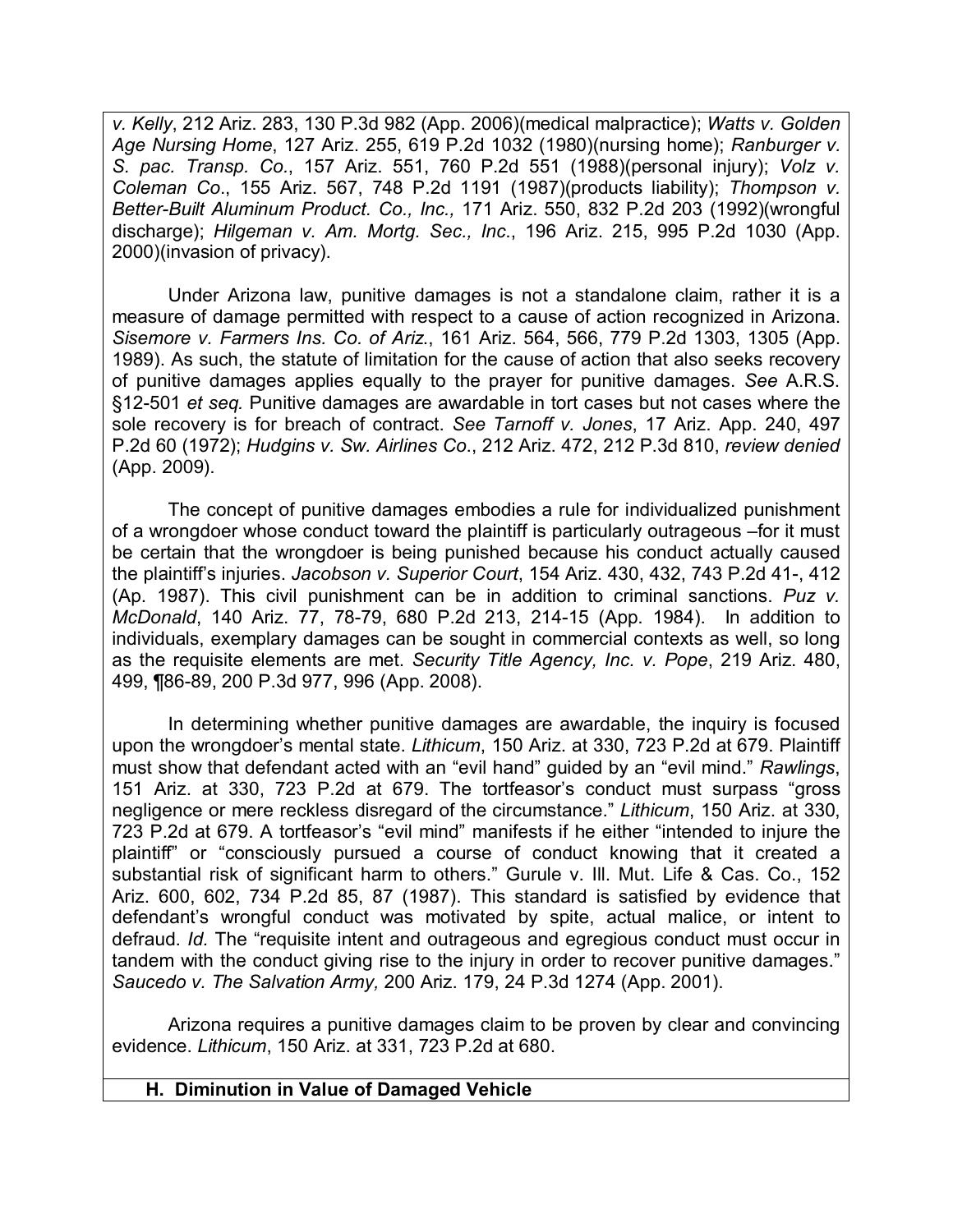*v. Kelly*, 212 Ariz. 283, 130 P.3d 982 (App. 2006)(medical malpractice); *Watts v. Golden Age Nursing Home*, 127 Ariz. 255, 619 P.2d 1032 (1980)(nursing home); *Ranburger v. S. pac. Transp. Co.*, 157 Ariz. 551, 760 P.2d 551 (1988)(personal injury); *Volz v. Coleman Co.*, 155 Ariz. 567, 748 P.2d 1191 (1987)(products liability); *Thompson v. Better-Built Aluminum Product. Co., Inc.,* 171 Ariz. 550, 832 P.2d 203 (1992)(wrongful discharge); *Hilgeman v. Am. Mortg. Sec., Inc.*, 196 Ariz. 215, 995 P.2d 1030 (App. 2000)(invasion of privacy).

Under Arizona law, punitive damages is not a standalone claim, rather it is a measure of damage permitted with respect to a cause of action recognized in Arizona. *Sisemore v. Farmers Ins. Co. of Ariz.*, 161 Ariz. 564, 566, 779 P.2d 1303, 1305 (App. 1989). As such, the statute of limitation for the cause of action that also seeks recovery of punitive damages applies equally to the prayer for punitive damages. *See* A.R.S. §12-501 *et seq.* Punitive damages are awardable in tort cases but not cases where the sole recovery is for breach of contract. *See Tarnoff v. Jones*, 17 Ariz. App. 240, 497 P.2d 60 (1972); *Hudgins v. Sw. Airlines Co.*, 212 Ariz. 472, 212 P.3d 810, *review denied* (App. 2009).

The concept of punitive damages embodies a rule for individualized punishment of a wrongdoer whose conduct toward the plaintiff is particularly outrageous –for it must be certain that the wrongdoer is being punished because his conduct actually caused the plaintiff's injuries. *Jacobson v. Superior Court*, 154 Ariz. 430, 432, 743 P.2d 41-, 412 (Ap. 1987). This civil punishment can be in addition to criminal sanctions. *Puz v. McDonald*, 140 Ariz. 77, 78-79, 680 P.2d 213, 214-15 (App. 1984). In addition to individuals, exemplary damages can be sought in commercial contexts as well, so long as the requisite elements are met. *Security Title Agency, Inc. v. Pope*, 219 Ariz. 480, 499, ¶86-89, 200 P.3d 977, 996 (App. 2008).

In determining whether punitive damages are awardable, the inquiry is focused upon the wrongdoer's mental state. *Lithicum*, 150 Ariz. at 330, 723 P.2d at 679. Plaintiff must show that defendant acted with an "evil hand" guided by an "evil mind." *Rawlings*, 151 Ariz. at 330, 723 P.2d at 679. The tortfeasor's conduct must surpass "gross negligence or mere reckless disregard of the circumstance." *Lithicum*, 150 Ariz. at 330, 723 P.2d at 679. A tortfeasor's "evil mind" manifests if he either "intended to injure the plaintiff" or "consciously pursued a course of conduct knowing that it created a substantial risk of significant harm to others." Gurule v. Ill. Mut. Life & Cas. Co., 152 Ariz. 600, 602, 734 P.2d 85, 87 (1987). This standard is satisfied by evidence that defendant's wrongful conduct was motivated by spite, actual malice, or intent to defraud. *Id.* The "requisite intent and outrageous and egregious conduct must occur in tandem with the conduct giving rise to the injury in order to recover punitive damages." *Saucedo v. The Salvation Army,* 200 Ariz. 179, 24 P.3d 1274 (App. 2001).

Arizona requires a punitive damages claim to be proven by clear and convincing evidence. *Lithicum*, 150 Ariz. at 331, 723 P.2d at 680.

### H. Diminution in Value of Damaged Vehicle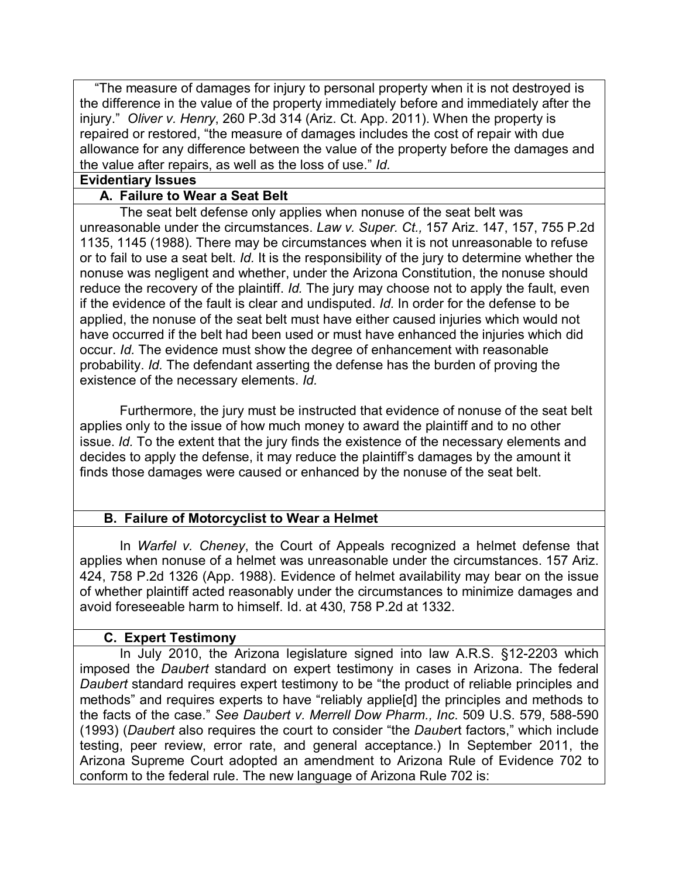"The measure of damages for injury to personal property when it is not destroyed is the difference in the value of the property immediately before and immediately after the injury." *Oliver v. Henry*, 260 P.3d 314 (Ariz. Ct. App. 2011). When the property is repaired or restored, "the measure of damages includes the cost of repair with due allowance for any difference between the value of the property before the damages and the value after repairs, as well as the loss of use." *Id.*

## Evidentiary Issues

### A. Failure to Wear a Seat Belt

The seat belt defense only applies when nonuse of the seat belt was unreasonable under the circumstances. *Law v. Super. Ct.,* 157 Ariz. 147, 157, 755 P.2d 1135, 1145 (1988). There may be circumstances when it is not unreasonable to refuse or to fail to use a seat belt. *Id.* It is the responsibility of the jury to determine whether the nonuse was negligent and whether, under the Arizona Constitution, the nonuse should reduce the recovery of the plaintiff. *Id.* The jury may choose not to apply the fault, even if the evidence of the fault is clear and undisputed. *Id.* In order for the defense to be applied, the nonuse of the seat belt must have either caused injuries which would not have occurred if the belt had been used or must have enhanced the injuries which did occur. *Id.* The evidence must show the degree of enhancement with reasonable probability. *Id.* The defendant asserting the defense has the burden of proving the existence of the necessary elements. *Id.*

Furthermore, the jury must be instructed that evidence of nonuse of the seat belt applies only to the issue of how much money to award the plaintiff and to no other issue. *Id.* To the extent that the jury finds the existence of the necessary elements and decides to apply the defense, it may reduce the plaintiff's damages by the amount it finds those damages were caused or enhanced by the nonuse of the seat belt.

### B. Failure of Motorcyclist to Wear a Helmet

In *Warfel v. Cheney*, the Court of Appeals recognized a helmet defense that applies when nonuse of a helmet was unreasonable under the circumstances. 157 Ariz. 424, 758 P.2d 1326 (App. 1988). Evidence of helmet availability may bear on the issue of whether plaintiff acted reasonably under the circumstances to minimize damages and avoid foreseeable harm to himself. Id. at 430, 758 P.2d at 1332.

### C. Expert Testimony

In July 2010, the Arizona legislature signed into law A.R.S. §12-2203 which imposed the *Daubert* standard on expert testimony in cases in Arizona. The federal *Daubert* standard requires expert testimony to be "the product of reliable principles and methods" and requires experts to have "reliably applie[d] the principles and methods to the facts of the case." *See Daubert v. Merrell Dow Pharm., Inc*. 509 U.S. 579, 588-590 (1993) (*Daubert* also requires the court to consider "the *Daubert* factors," which include testing, peer review, error rate, and general acceptance.) In September 2011, the Arizona Supreme Court adopted an amendment to Arizona Rule of Evidence 702 to conform to the federal rule. The new language of Arizona Rule 702 is: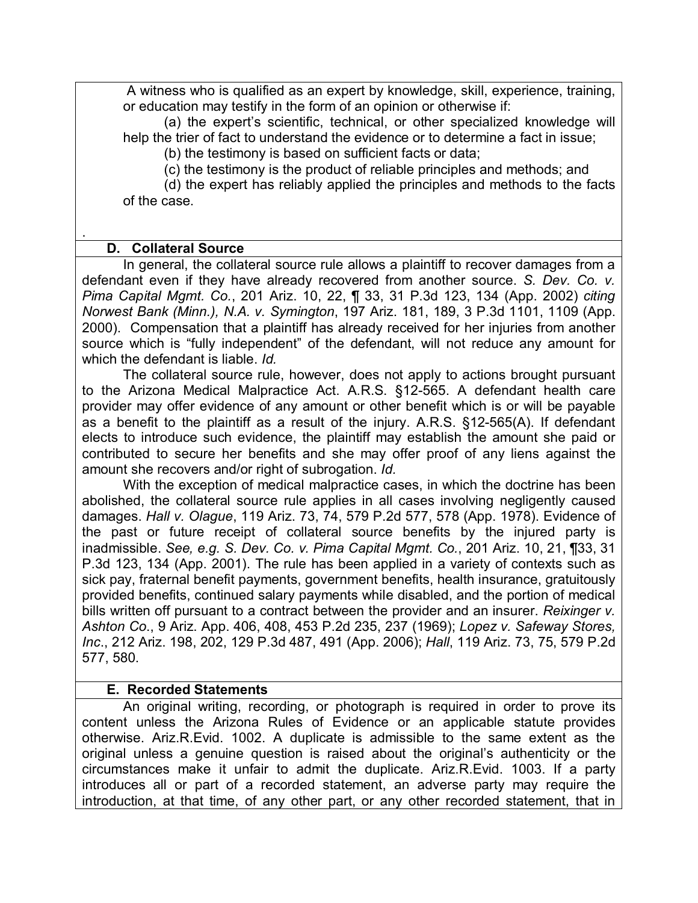A witness who is qualified as an expert by knowledge, skill, experience, training, or education may testify in the form of an opinion or otherwise if:

(a) the expert's scientific, technical, or other specialized knowledge will help the trier of fact to understand the evidence or to determine a fact in issue;

(b) the testimony is based on sufficient facts or data;

(c) the testimony is the product of reliable principles and methods; and

(d) the expert has reliably applied the principles and methods to the facts of the case.

.

### D. Collateral Source

In general, the collateral source rule allows a plaintiff to recover damages from a defendant even if they have already recovered from another source. *S. Dev. Co. v. Pima Capital Mgmt. Co.*, 201 Ariz. 10, 22, ¶ 33, 31 P.3d 123, 134 (App. 2002) *citing Norwest Bank (Minn.), N.A. v. Symington*, 197 Ariz. 181, 189, 3 P.3d 1101, 1109 (App. 2000). Compensation that a plaintiff has already received for her injuries from another source which is "fully independent" of the defendant, will not reduce any amount for which the defendant is liable. *Id.*

The collateral source rule, however, does not apply to actions brought pursuant to the Arizona Medical Malpractice Act. A.R.S. §12-565. A defendant health care provider may offer evidence of any amount or other benefit which is or will be payable as a benefit to the plaintiff as a result of the injury. A.R.S. §12-565(A). If defendant elects to introduce such evidence, the plaintiff may establish the amount she paid or contributed to secure her benefits and she may offer proof of any liens against the amount she recovers and/or right of subrogation. *Id.*

With the exception of medical malpractice cases, in which the doctrine has been abolished, the collateral source rule applies in all cases involving negligently caused damages. *Hall v. Olague*, 119 Ariz. 73, 74, 579 P.2d 577, 578 (App. 1978). Evidence of the past or future receipt of collateral source benefits by the injured party is inadmissible. *See, e.g. S. Dev. Co. v. Pima Capital Mgmt. Co.*, 201 Ariz. 10, 21, ¶33, 31 P.3d 123, 134 (App. 2001). The rule has been applied in a variety of contexts such as sick pay, fraternal benefit payments, government benefits, health insurance, gratuitously provided benefits, continued salary payments while disabled, and the portion of medical bills written off pursuant to a contract between the provider and an insurer. *Reixinger v. Ashton Co.*, 9 Ariz. App. 406, 408, 453 P.2d 235, 237 (1969); *Lopez v. Safeway Stores, Inc.*, 212 Ariz. 198, 202, 129 P.3d 487, 491 (App. 2006); *Hall*, 119 Ariz. 73, 75, 579 P.2d 577, 580.

### E. Recorded Statements

An original writing, recording, or photograph is required in order to prove its content unless the Arizona Rules of Evidence or an applicable statute provides otherwise. Ariz.R.Evid. 1002. A duplicate is admissible to the same extent as the original unless a genuine question is raised about the original's authenticity or the circumstances make it unfair to admit the duplicate. Ariz.R.Evid. 1003. If a party introduces all or part of a recorded statement, an adverse party may require the introduction, at that time, of any other part, or any other recorded statement, that in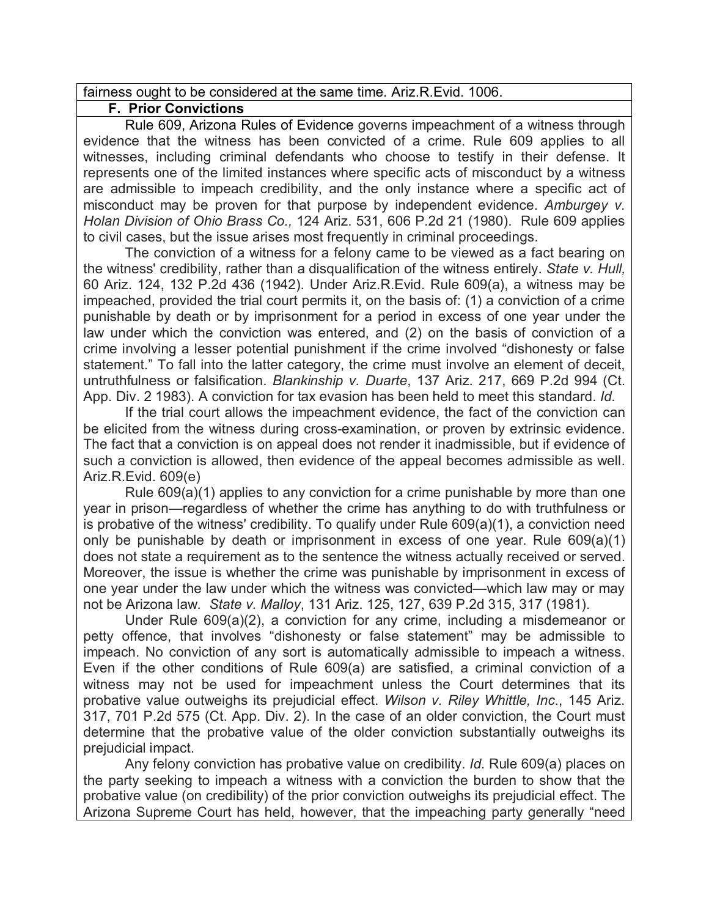fairness ought to be considered at the same time. Ariz.R.Evid. 1006.

### F. Prior Convictions

Rule 609, Arizona Rules of Evidence governs impeachment of a witness through evidence that the witness has been convicted of a crime. Rule 609 applies to all witnesses, including criminal defendants who choose to testify in their defense. It represents one of the limited instances where specific acts of misconduct by a witness are admissible to impeach credibility, and the only instance where a specific act of misconduct may be proven for that purpose by independent evidence. *Amburgey v. Holan Division of Ohio Brass Co.,* 124 Ariz. 531, 606 P.2d 21 (1980). Rule 609 applies to civil cases, but the issue arises most frequently in criminal proceedings.

The conviction of a witness for a felony came to be viewed as a fact bearing on the witness' credibility, rather than a disqualification of the witness entirely. *State v. Hull,* 60 Ariz. 124, 132 P.2d 436 (1942). Under Ariz.R.Evid. Rule 609(a), a witness may be impeached, provided the trial court permits it, on the basis of: (1) a conviction of a crime punishable by death or by imprisonment for a period in excess of one year under the law under which the conviction was entered, and (2) on the basis of conviction of a crime involving a lesser potential punishment if the crime involved "dishonesty or false statement." To fall into the latter category, the crime must involve an element of deceit, untruthfulness or falsification. *Blankinship v. Duarte*, 137 Ariz. 217, 669 P.2d 994 (Ct. App. Div. 2 1983). A conviction for tax evasion has been held to meet this standard. *Id.*

If the trial court allows the impeachment evidence, the fact of the conviction can be elicited from the witness during cross-examination, or proven by extrinsic evidence. The fact that a conviction is on appeal does not render it inadmissible, but if evidence of such a conviction is allowed, then evidence of the appeal becomes admissible as well. Ariz.R.Evid. 609(e)

Rule 609(a)(1) applies to any conviction for a crime punishable by more than one year in prison—regardless of whether the crime has anything to do with truthfulness or is probative of the witness' credibility. To qualify under Rule 609(a)(1), a conviction need only be punishable by death or imprisonment in excess of one year. Rule 609(a)(1) does not state a requirement as to the sentence the witness actually received or served. Moreover, the issue is whether the crime was punishable by imprisonment in excess of one year under the law under which the witness was convicted—which law may or may not be Arizona law. *State v. Malloy*, 131 Ariz. 125, 127, 639 P.2d 315, 317 (1981).

Under Rule 609(a)(2), a conviction for any crime, including a misdemeanor or petty offence, that involves "dishonesty or false statement" may be admissible to impeach. No conviction of any sort is automatically admissible to impeach a witness. Even if the other conditions of Rule 609(a) are satisfied, a criminal conviction of a witness may not be used for impeachment unless the Court determines that its probative value outweighs its prejudicial effect. *Wilson v. Riley Whittle, Inc*., 145 Ariz. 317, 701 P.2d 575 (Ct. App. Div. 2). In the case of an older conviction, the Court must determine that the probative value of the older conviction substantially outweighs its prejudicial impact.

Any felony conviction has probative value on credibility. *Id.* Rule 609(a) places on the party seeking to impeach a witness with a conviction the burden to show that the probative value (on credibility) of the prior conviction outweighs its prejudicial effect. The Arizona Supreme Court has held, however, that the impeaching party generally "need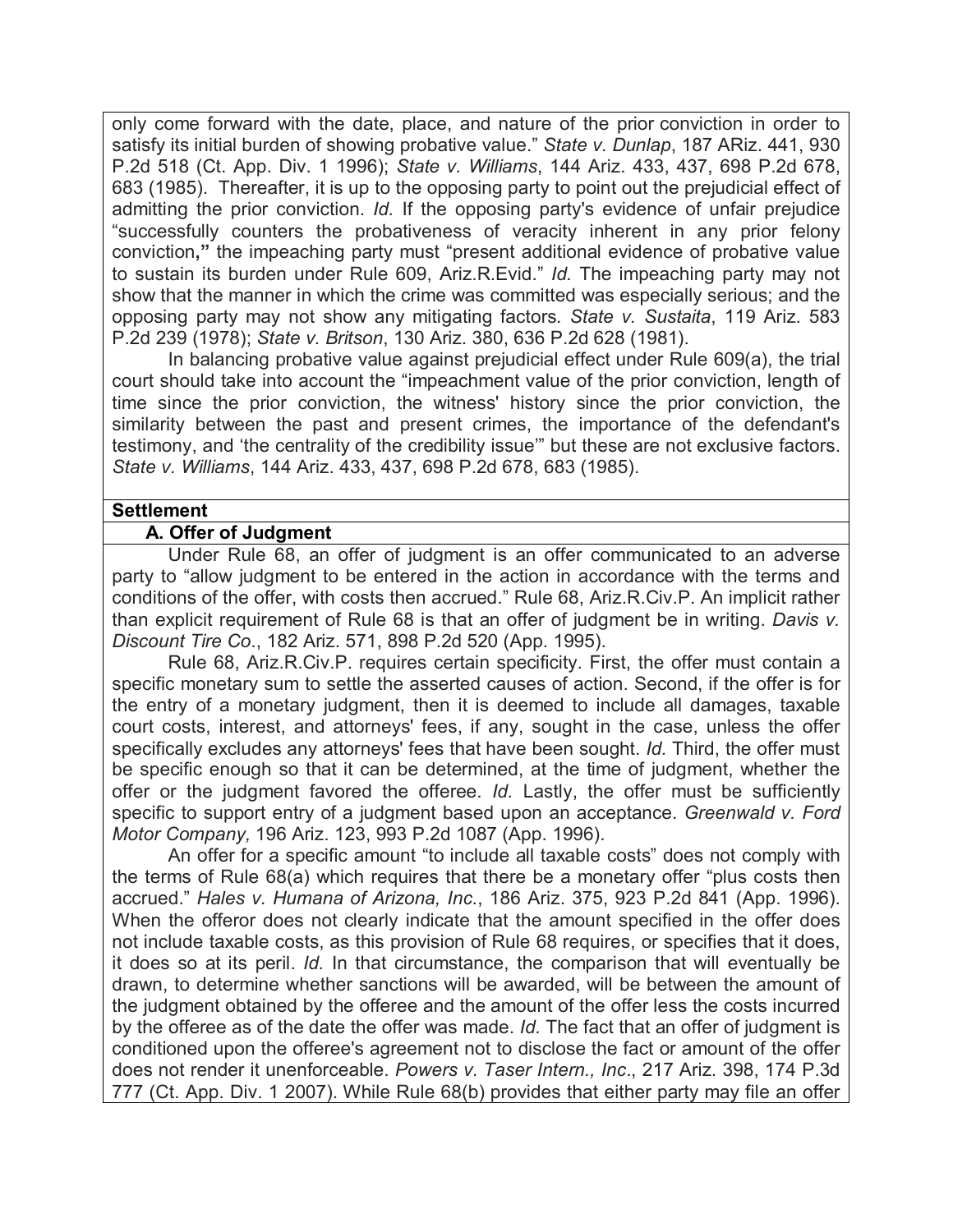only come forward with the date, place, and nature of the prior conviction in order to satisfy its initial burden of showing probative value." *State v. Dunlap*, 187 ARiz. 441, 930 P.2d 518 (Ct. App. Div. 1 1996); *State v. Williams*, 144 Ariz. 433, 437, 698 P.2d 678, 683 (1985). Thereafter, it is up to the opposing party to point out the prejudicial effect of admitting the prior conviction. *Id.* If the opposing party's evidence of unfair prejudice "successfully counters the probativeness of veracity inherent in any prior felony conviction**,"** the impeaching party must "present additional evidence of probative value to sustain its burden under Rule 609, Ariz.R.Evid." *Id.* The impeaching party may not show that the manner in which the crime was committed was especially serious; and the opposing party may not show any mitigating factors. *State v. Sustaita*, 119 Ariz. 583 P.2d 239 (1978); *State v. Britson*, 130 Ariz. 380, 636 P.2d 628 (1981).

In balancing probative value against prejudicial effect under Rule 609(a), the trial court should take into account the "impeachment value of the prior conviction, length of time since the prior conviction, the witness' history since the prior conviction, the similarity between the past and present crimes, the importance of the defendant's testimony, and 'the centrality of the credibility issue'" but these are not exclusive factors. *State v. Williams*, 144 Ariz. 433, 437, 698 P.2d 678, 683 (1985).

## Settlement

### A. Offer of Judgment

Under Rule 68, an offer of judgment is an offer communicated to an adverse party to "allow judgment to be entered in the action in accordance with the terms and conditions of the offer, with costs then accrued." Rule 68, Ariz.R.Civ.P. An implicit rather than explicit requirement of Rule 68 is that an offer of judgment be in writing. *Davis v. Discount Tire Co*., 182 Ariz. 571, 898 P.2d 520 (App. 1995).

Rule 68, Ariz.R.Civ.P. requires certain specificity. First, the offer must contain a specific monetary sum to settle the asserted causes of action. Second, if the offer is for the entry of a monetary judgment, then it is deemed to include all damages, taxable court costs, interest, and attorneys' fees, if any, sought in the case, unless the offer specifically excludes any attorneys' fees that have been sought. *Id.* Third, the offer must be specific enough so that it can be determined, at the time of judgment, whether the offer or the judgment favored the offeree. *Id.* Lastly, the offer must be sufficiently specific to support entry of a judgment based upon an acceptance. *Greenwald v. Ford Motor Company,* 196 Ariz. 123, 993 P.2d 1087 (App. 1996).

An offer for a specific amount "to include all taxable costs" does not comply with the terms of Rule 68(a) which requires that there be a monetary offer "plus costs then accrued." *Hales v. Humana of Arizona, Inc.*, 186 Ariz. 375, 923 P.2d 841 (App. 1996). When the offeror does not clearly indicate that the amount specified in the offer does not include taxable costs, as this provision of Rule 68 requires, or specifies that it does, it does so at its peril. *Id.* In that circumstance, the comparison that will eventually be drawn, to determine whether sanctions will be awarded, will be between the amount of the judgment obtained by the offeree and the amount of the offer less the costs incurred by the offeree as of the date the offer was made. *Id.* The fact that an offer of judgment is conditioned upon the offeree's agreement not to disclose the fact or amount of the offer does not render it unenforceable. *Powers v. Taser Intern., Inc*., 217 Ariz. 398, 174 P.3d 777 (Ct. App. Div. 1 2007). While Rule 68(b) provides that either party may file an offer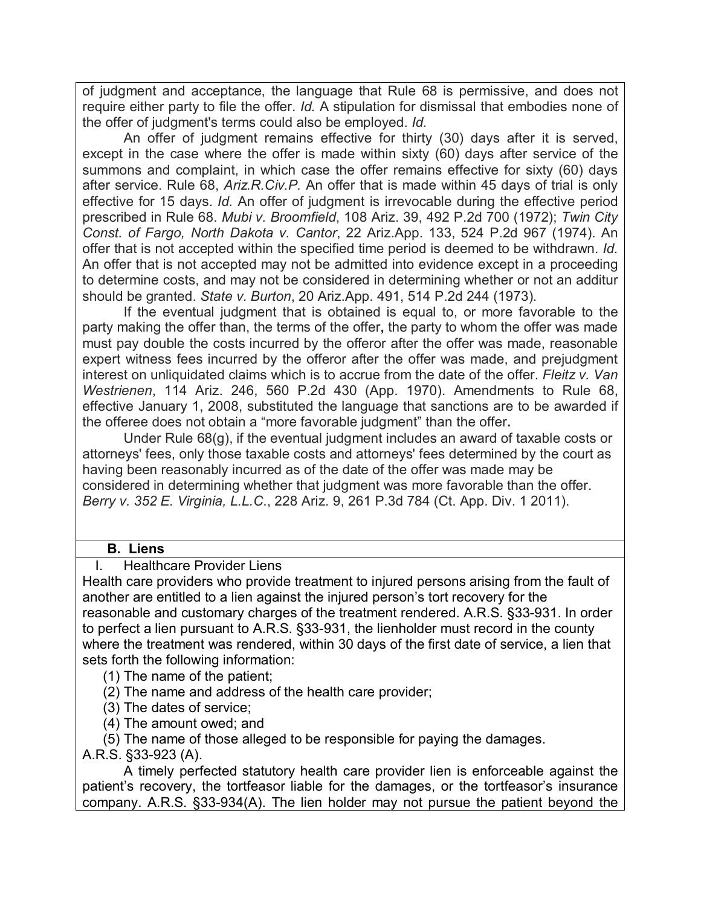of judgment and acceptance, the language that Rule 68 is permissive, and does not require either party to file the offer. *Id.* A stipulation for dismissal that embodies none of the offer of judgment's terms could also be employed. *Id.*

An offer of judgment remains effective for thirty (30) days after it is served, except in the case where the offer is made within sixty (60) days after service of the summons and complaint, in which case the offer remains effective for sixty (60) days after service. Rule 68, *Ariz.R.Civ.P.* An offer that is made within 45 days of trial is only effective for 15 days. *Id.* An offer of judgment is irrevocable during the effective period prescribed in Rule 68. *Mubi v. Broomfield*, 108 Ariz. 39, 492 P.2d 700 (1972); *Twin City Const. of Fargo, North Dakota v. Cantor*, 22 Ariz.App. 133, 524 P.2d 967 (1974). An offer that is not accepted within the specified time period is deemed to be withdrawn. *Id.* An offer that is not accepted may not be admitted into evidence except in a proceeding to determine costs, and may not be considered in determining whether or not an additur should be granted. *State v. Burton*, 20 Ariz.App. 491, 514 P.2d 244 (1973).

If the eventual judgment that is obtained is equal to, or more favorable to the party making the offer than, the terms of the offer**,** the party to whom the offer was made must pay double the costs incurred by the offeror after the offer was made, reasonable expert witness fees incurred by the offeror after the offer was made, and prejudgment interest on unliquidated claims which is to accrue from the date of the offer. *Fleitz v. Van Westrienen*, 114 Ariz. 246, 560 P.2d 430 (App. 1970). Amendments to Rule 68, effective January 1, 2008, substituted the language that sanctions are to be awarded if the offeree does not obtain a "more favorable judgment" than the offer**.**

Under Rule 68(g), if the eventual judgment includes an award of taxable costs or attorneys' fees, only those taxable costs and attorneys' fees determined by the court as having been reasonably incurred as of the date of the offer was made may be considered in determining whether that judgment was more favorable than the offer. *Berry v. 352 E. Virginia, L.L.C.*, 228 Ariz. 9, 261 P.3d 784 (Ct. App. Div. 1 2011).

## B. Liens

### I. Healthcare Provider Liens

Health care providers who provide treatment to injured persons arising from the fault of another are entitled to a lien against the injured person's tort recovery for the reasonable and customary charges of the treatment rendered. A.R.S. §33-931. In order to perfect a lien pursuant to A.R.S. §33-931, the lienholder must record in the county where the treatment was rendered, within 30 days of the first date of service, a lien that sets forth the following information:

(1) The name of the patient;
(2) The name and address of the health care provider;
(3) The dates of service;
(4) The amount owed; and
(5) The name of those alleged to be responsible for paying the damages.

A.R.S. §33-923 (A).

A timely perfected statutory health care provider lien is enforceable against the patient's recovery, the tortfeasor liable for the damages, or the tortfeasor's insurance company. A.R.S. §33-934(A). The lien holder may not pursue the patient beyond the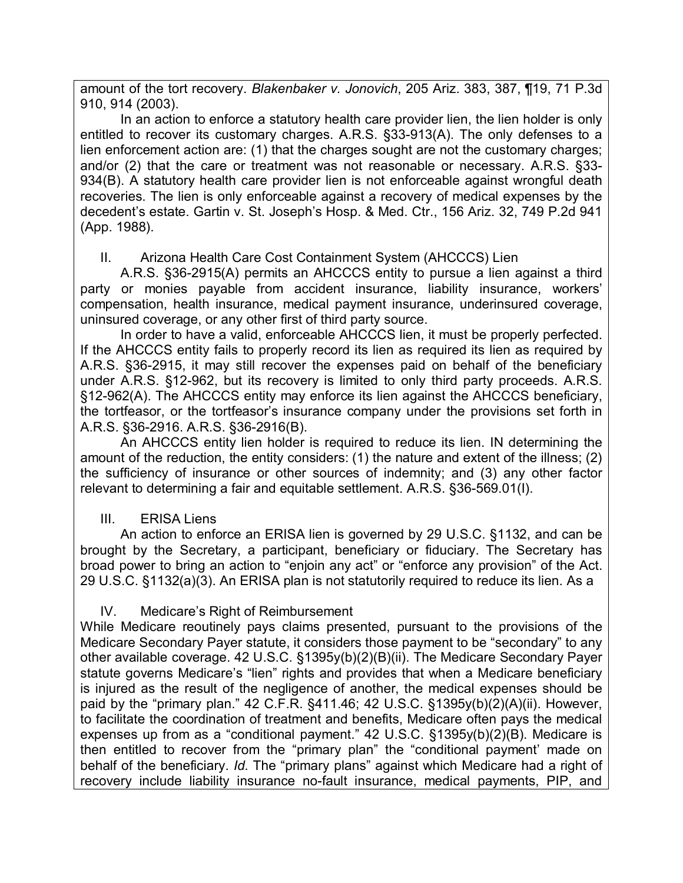amount of the tort recovery. *Blakenbaker v. Jonovich*, 205 Ariz. 383, 387, ¶19, 71 P.3d 910, 914 (2003).

In an action to enforce a statutory health care provider lien, the lien holder is only entitled to recover its customary charges. A.R.S. §33-913(A). The only defenses to a lien enforcement action are: (1) that the charges sought are not the customary charges; and/or (2) that the care or treatment was not reasonable or necessary. A.R.S. §33-934(B). A statutory health care provider lien is not enforceable against wrongful death recoveries. The lien is only enforceable against a recovery of medical expenses by the decedent's estate. Gartin v. St. Joseph's Hosp. & Med. Ctr., 156 Ariz. 32, 749 P.2d 941 (App. 1988).

II. Arizona Health Care Cost Containment System (AHCCCS) Lien

A.R.S. §36-2915(A) permits an AHCCCS entity to pursue a lien against a third party or monies payable from accident insurance, liability insurance, workers' compensation, health insurance, medical payment insurance, underinsured coverage, uninsured coverage, or any other first of third party source.

In order to have a valid, enforceable AHCCCS lien, it must be properly perfected. If the AHCCCS entity fails to properly record its lien as required its lien as required by A.R.S. §36-2915, it may still recover the expenses paid on behalf of the beneficiary under A.R.S. §12-962, but its recovery is limited to only third party proceeds. A.R.S. §12-962(A). The AHCCCS entity may enforce its lien against the AHCCCS beneficiary, the tortfeasor, or the tortfeasor's insurance company under the provisions set forth in A.R.S. §36-2916. A.R.S. §36-2916(B).

An AHCCCS entity lien holder is required to reduce its lien. IN determining the amount of the reduction, the entity considers: (1) the nature and extent of the illness; (2) the sufficiency of insurance or other sources of indemnity; and (3) any other factor relevant to determining a fair and equitable settlement. A.R.S. §36-569.01(I).

III. ERISA Liens

An action to enforce an ERISA lien is governed by 29 U.S.C. §1132, and can be brought by the Secretary, a participant, beneficiary or fiduciary. The Secretary has broad power to bring an action to "enjoin any act" or "enforce any provision" of the Act. 29 U.S.C. §1132(a)(3). An ERISA plan is not statutorily required to reduce its lien. As a

IV. Medicare's Right of Reimbursement

While Medicare reoutinely pays claims presented, pursuant to the provisions of the Medicare Secondary Payer statute, it considers those payment to be "secondary" to any other available coverage. 42 U.S.C. §1395y(b)(2)(B)(ii). The Medicare Secondary Payer statute governs Medicare's "lien" rights and provides that when a Medicare beneficiary is injured as the result of the negligence of another, the medical expenses should be paid by the "primary plan." 42 C.F.R. §411.46; 42 U.S.C. §1395y(b)(2)(A)(ii). However, to facilitate the coordination of treatment and benefits, Medicare often pays the medical expenses up from as a "conditional payment." 42 U.S.C. §1395y(b)(2)(B). Medicare is then entitled to recover from the "primary plan" the "conditional payment' made on behalf of the beneficiary. *Id.* The "primary plans" against which Medicare had a right of recovery include liability insurance no-fault insurance, medical payments, PIP, and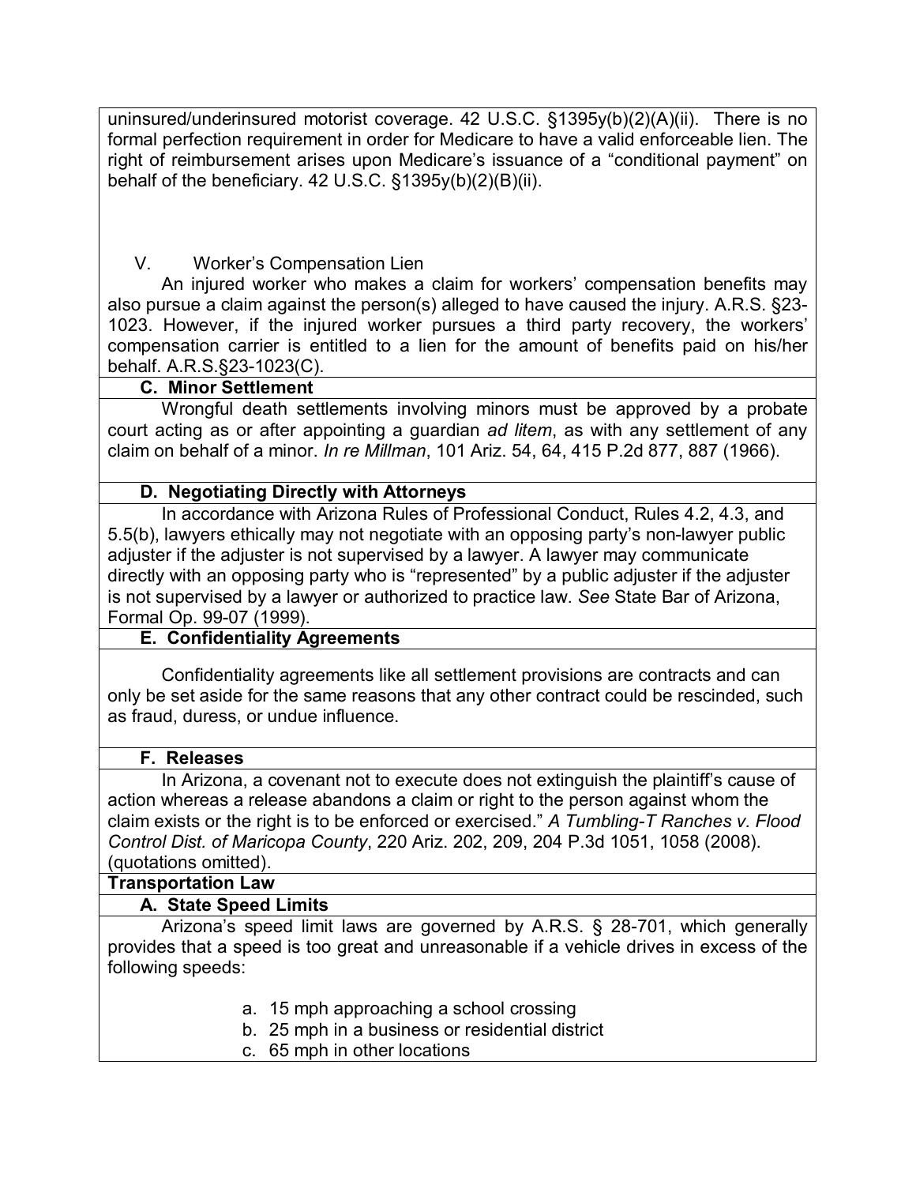uninsured/underinsured motorist coverage. 42 U.S.C. §1395y(b)(2)(A)(ii). There is no formal perfection requirement in order for Medicare to have a valid enforceable lien. The right of reimbursement arises upon Medicare's issuance of a "conditional payment" on behalf of the beneficiary. 42 U.S.C. §1395y(b)(2)(B)(ii).

V. Worker's Compensation Lien

An injured worker who makes a claim for workers' compensation benefits may also pursue a claim against the person(s) alleged to have caused the injury. A.R.S. §23-1023. However, if the injured worker pursues a third party recovery, the workers' compensation carrier is entitled to a lien for the amount of benefits paid on his/her behalf. A.R.S.§23-1023(C).

### C. Minor Settlement

Wrongful death settlements involving minors must be approved by a probate court acting as or after appointing a guardian *ad litem*, as with any settlement of any claim on behalf of a minor. *In re Millman*, 101 Ariz. 54, 64, 415 P.2d 877, 887 (1966).

### D. Negotiating Directly with Attorneys

In accordance with Arizona Rules of Professional Conduct, Rules 4.2, 4.3, and 5.5(b), lawyers ethically may not negotiate with an opposing party's non-lawyer public adjuster if the adjuster is not supervised by a lawyer. A lawyer may communicate directly with an opposing party who is "represented" by a public adjuster if the adjuster is not supervised by a lawyer or authorized to practice law. *See* State Bar of Arizona, Formal Op. 99-07 (1999).

### E. Confidentiality Agreements

Confidentiality agreements like all settlement provisions are contracts and can only be set aside for the same reasons that any other contract could be rescinded, such as fraud, duress, or undue influence.

### F. Releases

In Arizona, a covenant not to execute does not extinguish the plaintiff's cause of action whereas a release abandons a claim or right to the person against whom the claim exists or the right is to be enforced or exercised." *A Tumbling-T Ranches v. Flood Control Dist. of Maricopa County*, 220 Ariz. 202, 209, 204 P.3d 1051, 1058 (2008). (quotations omitted).

## Transportation Law

### A. State Speed Limits

Arizona's speed limit laws are governed by A.R.S. § 28-701, which generally provides that a speed is too great and unreasonable if a vehicle drives in excess of the following speeds:

a. 15 mph approaching a school crossing
b. 25 mph in a business or residential district
c. 65 mph in other locations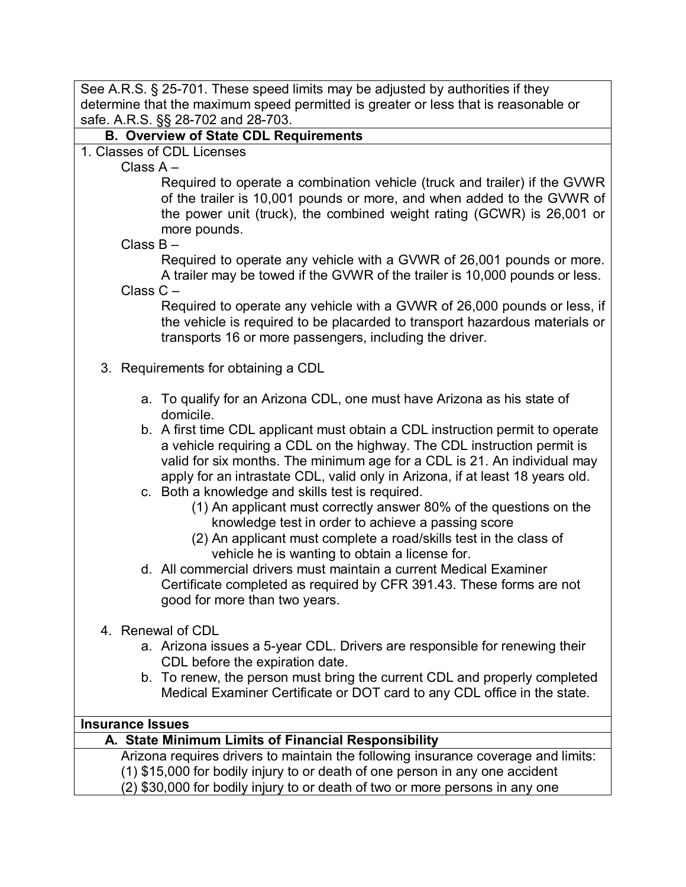See A.R.S. § 25-701. These speed limits may be adjusted by authorities if they determine that the maximum speed permitted is greater or less that is reasonable or safe. A.R.S. §§ 28-702 and 28-703.

### B. Overview of State CDL Requirements

1. Classes of CDL Licenses

   Class A –

   Required to operate a combination vehicle (truck and trailer) if the GVWR of the trailer is 10,001 pounds or more, and when added to the GVWR of the power unit (truck), the combined weight rating (GCWR) is 26,001 or more pounds.

   Class B –

   Required to operate any vehicle with a GVWR of 26,001 pounds or more. A trailer may be towed if the GVWR of the trailer is 10,000 pounds or less.

   Class C –

   Required to operate any vehicle with a GVWR of 26,000 pounds or less, if the vehicle is required to be placarded to transport hazardous materials or transports 16 or more passengers, including the driver.

3. Requirements for obtaining a CDL

   a. To qualify for an Arizona CDL, one must have Arizona as his state of domicile.
   b. A first time CDL applicant must obtain a CDL instruction permit to operate a vehicle requiring a CDL on the highway. The CDL instruction permit is valid for six months. The minimum age for a CDL is 21. An individual may apply for an intrastate CDL, valid only in Arizona, if at least 18 years old.
   c. Both a knowledge and skills test is required.
      (1) An applicant must correctly answer 80% of the questions on the knowledge test in order to achieve a passing score
      (2) An applicant must complete a road/skills test in the class of vehicle he is wanting to obtain a license for.
   d. All commercial drivers must maintain a current Medical Examiner Certificate completed as required by CFR 391.43. These forms are not good for more than two years.

4. Renewal of CDL

   a. Arizona issues a 5-year CDL. Drivers are responsible for renewing their CDL before the expiration date.
   b. To renew, the person must bring the current CDL and properly completed Medical Examiner Certificate or DOT card to any CDL office in the state.

## Insurance Issues

### A. State Minimum Limits of Financial Responsibility

Arizona requires drivers to maintain the following insurance coverage and limits:
(1) $15,000 for bodily injury to or death of one person in any one accident
(2) $30,000 for bodily injury to or death of two or more persons in any one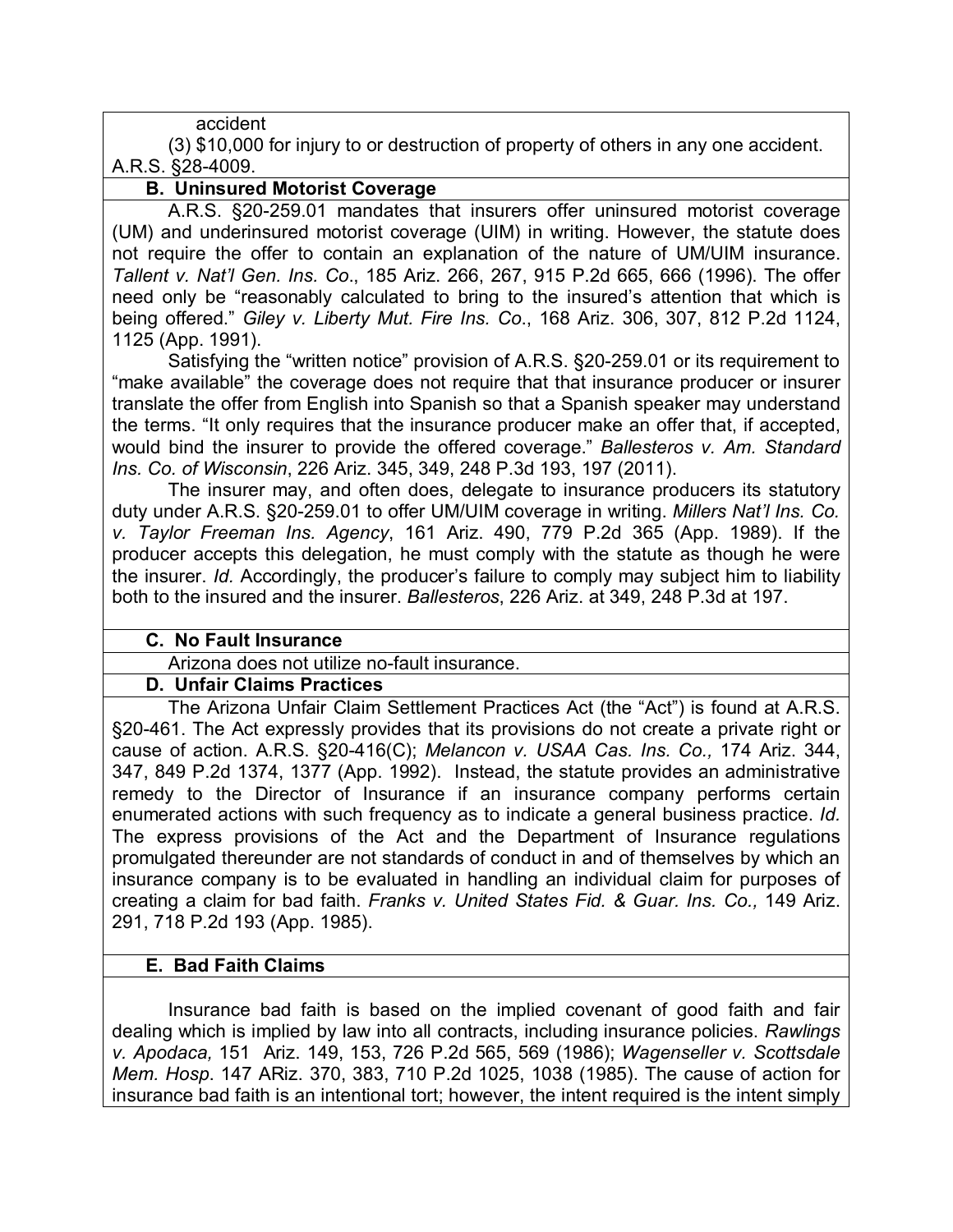accident

(3) $10,000 for injury to or destruction of property of others in any one accident. A.R.S. §28-4009.

**B. Uninsured Motorist Coverage**

A.R.S. §20-259.01 mandates that insurers offer uninsured motorist coverage (UM) and underinsured motorist coverage (UIM) in writing. However, the statute does not require the offer to contain an explanation of the nature of UM/UIM insurance. *Tallent v. Nat'l Gen. Ins. Co*., 185 Ariz. 266, 267, 915 P.2d 665, 666 (1996). The offer need only be "reasonably calculated to bring to the insured's attention that which is being offered." *Giley v. Liberty Mut. Fire Ins. Co*., 168 Ariz. 306, 307, 812 P.2d 1124, 1125 (App. 1991).

Satisfying the "written notice" provision of A.R.S. §20-259.01 or its requirement to "make available" the coverage does not require that that insurance producer or insurer translate the offer from English into Spanish so that a Spanish speaker may understand the terms. "It only requires that the insurance producer make an offer that, if accepted, would bind the insurer to provide the offered coverage." *Ballesteros v. Am. Standard Ins. Co. of Wisconsin*, 226 Ariz. 345, 349, 248 P.3d 193, 197 (2011).

The insurer may, and often does, delegate to insurance producers its statutory duty under A.R.S. §20-259.01 to offer UM/UIM coverage in writing. *Millers Nat'l Ins. Co. v. Taylor Freeman Ins. Agency*, 161 Ariz. 490, 779 P.2d 365 (App. 1989). If the producer accepts this delegation, he must comply with the statute as though he were the insurer. *Id.* Accordingly, the producer's failure to comply may subject him to liability both to the insured and the insurer. *Ballesteros*, 226 Ariz. at 349, 248 P.3d at 197.

**C. No Fault Insurance**

Arizona does not utilize no-fault insurance.

**D. Unfair Claims Practices**

The Arizona Unfair Claim Settlement Practices Act (the "Act") is found at A.R.S. §20-461. The Act expressly provides that its provisions do not create a private right or cause of action. A.R.S. §20-416(C); *Melancon v. USAA Cas. Ins. Co.,* 174 Ariz. 344, 347, 849 P.2d 1374, 1377 (App. 1992). Instead, the statute provides an administrative remedy to the Director of Insurance if an insurance company performs certain enumerated actions with such frequency as to indicate a general business practice. *Id.* The express provisions of the Act and the Department of Insurance regulations promulgated thereunder are not standards of conduct in and of themselves by which an insurance company is to be evaluated in handling an individual claim for purposes of creating a claim for bad faith. *Franks v. United States Fid. & Guar. Ins. Co.,* 149 Ariz. 291, 718 P.2d 193 (App. 1985).

**E. Bad Faith Claims**

Insurance bad faith is based on the implied covenant of good faith and fair dealing which is implied by law into all contracts, including insurance policies. *Rawlings v. Apodaca,* 151 Ariz. 149, 153, 726 P.2d 565, 569 (1986); *Wagenseller v. Scottsdale Mem. Hosp*. 147 ARiz. 370, 383, 710 P.2d 1025, 1038 (1985). The cause of action for insurance bad faith is an intentional tort; however, the intent required is the intent simply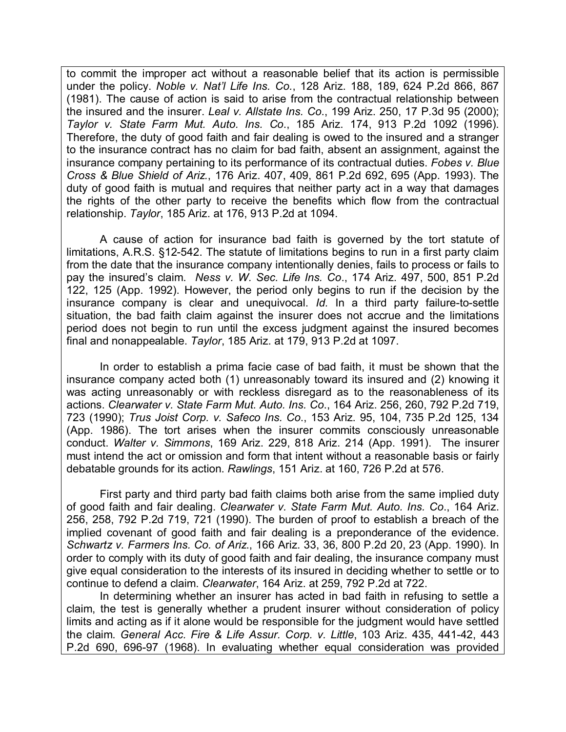to commit the improper act without a reasonable belief that its action is permissible under the policy. *Noble v. Nat'l Life Ins. Co.,* 128 Ariz. 188, 189, 624 P.2d 866, 867 (1981). The cause of action is said to arise from the contractual relationship between the insured and the insurer. *Leal v. Allstate Ins. Co*., 199 Ariz. 250, 17 P.3d 95 (2000); *Taylor v. State Farm Mut. Auto. Ins. Co*., 185 Ariz. 174, 913 P.2d 1092 (1996). Therefore, the duty of good faith and fair dealing is owed to the insured and a stranger to the insurance contract has no claim for bad faith, absent an assignment, against the insurance company pertaining to its performance of its contractual duties. *Fobes v. Blue Cross & Blue Shield of Ariz.*, 176 Ariz. 407, 409, 861 P.2d 692, 695 (App. 1993). The duty of good faith is mutual and requires that neither party act in a way that damages the rights of the other party to receive the benefits which flow from the contractual relationship. *Taylor*, 185 Ariz. at 176, 913 P.2d at 1094.

A cause of action for insurance bad faith is governed by the tort statute of limitations, A.R.S. §12-542. The statute of limitations begins to run in a first party claim from the date that the insurance company intentionally denies, fails to process or fails to pay the insured's claim. *Ness v. W. Sec. Life Ins. Co*., 174 Ariz. 497, 500, 851 P.2d 122, 125 (App. 1992). However, the period only begins to run if the decision by the insurance company is clear and unequivocal. *Id.* In a third party failure-to-settle situation, the bad faith claim against the insurer does not accrue and the limitations period does not begin to run until the excess judgment against the insured becomes final and nonappealable. *Taylor*, 185 Ariz. at 179, 913 P.2d at 1097.

In order to establish a prima facie case of bad faith, it must be shown that the insurance company acted both (1) unreasonably toward its insured and (2) knowing it was acting unreasonably or with reckless disregard as to the reasonableness of its actions. *Clearwater v. State Farm Mut. Auto. Ins. Co*., 164 Ariz. 256, 260, 792 P.2d 719, 723 (1990); *Trus Joist Corp. v. Safeco Ins. Co*., 153 Ariz. 95, 104, 735 P.2d 125, 134 (App. 1986). The tort arises when the insurer commits consciously unreasonable conduct. *Walter v. Simmons*, 169 Ariz. 229, 818 Ariz. 214 (App. 1991). The insurer must intend the act or omission and form that intent without a reasonable basis or fairly debatable grounds for its action. *Rawlings*, 151 Ariz. at 160, 726 P.2d at 576.

First party and third party bad faith claims both arise from the same implied duty of good faith and fair dealing. *Clearwater v. State Farm Mut. Auto. Ins. Co*., 164 Ariz. 256, 258, 792 P.2d 719, 721 (1990). The burden of proof to establish a breach of the implied covenant of good faith and fair dealing is a preponderance of the evidence. *Schwartz v. Farmers Ins. Co. of Ariz.*, 166 Ariz. 33, 36, 800 P.2d 20, 23 (App. 1990). In order to comply with its duty of good faith and fair dealing, the insurance company must give equal consideration to the interests of its insured in deciding whether to settle or to continue to defend a claim. *Clearwater*, 164 Ariz. at 259, 792 P.2d at 722.

In determining whether an insurer has acted in bad faith in refusing to settle a claim, the test is generally whether a prudent insurer without consideration of policy limits and acting as if it alone would be responsible for the judgment would have settled the claim. *General Acc. Fire & Life Assur. Corp. v. Little*, 103 Ariz. 435, 441-42, 443 P.2d 690, 696-97 (1968). In evaluating whether equal consideration was provided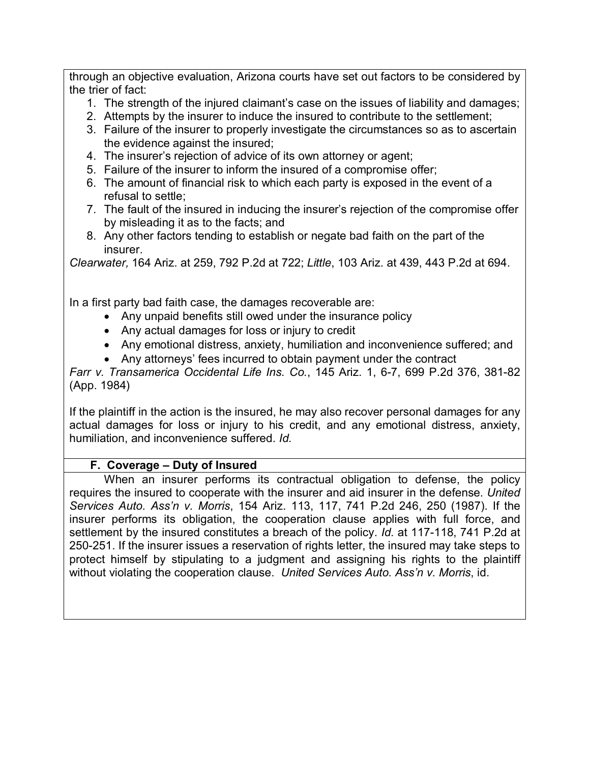through an objective evaluation, Arizona courts have set out factors to be considered by the trier of fact:

1. The strength of the injured claimant's case on the issues of liability and damages;
2. Attempts by the insurer to induce the insured to contribute to the settlement;
3. Failure of the insurer to properly investigate the circumstances so as to ascertain the evidence against the insured;
4. The insurer's rejection of advice of its own attorney or agent;
5. Failure of the insurer to inform the insured of a compromise offer;
6. The amount of financial risk to which each party is exposed in the event of a refusal to settle;
7. The fault of the insured in inducing the insurer's rejection of the compromise offer by misleading it as to the facts; and
8. Any other factors tending to establish or negate bad faith on the part of the insurer.

*Clearwater,* 164 Ariz. at 259, 792 P.2d at 722; *Little*, 103 Ariz. at 439, 443 P.2d at 694.

In a first party bad faith case, the damages recoverable are:

- Any unpaid benefits still owed under the insurance policy
- Any actual damages for loss or injury to credit
- Any emotional distress, anxiety, humiliation and inconvenience suffered; and
- Any attorneys' fees incurred to obtain payment under the contract

*Farr v. Transamerica Occidental Life Ins. Co.*, 145 Ariz. 1, 6-7, 699 P.2d 376, 381-82 (App. 1984)

If the plaintiff in the action is the insured, he may also recover personal damages for any actual damages for loss or injury to his credit, and any emotional distress, anxiety, humiliation, and inconvenience suffered. *Id.*

### F. Coverage – Duty of Insured

When an insurer performs its contractual obligation to defense, the policy requires the insured to cooperate with the insurer and aid insurer in the defense. *United Services Auto. Ass'n v. Morris*, 154 Ariz. 113, 117, 741 P.2d 246, 250 (1987). If the insurer performs its obligation, the cooperation clause applies with full force, and settlement by the insured constitutes a breach of the policy. *Id.* at 117-118, 741 P.2d at 250-251. If the insurer issues a reservation of rights letter, the insured may take steps to protect himself by stipulating to a judgment and assigning his rights to the plaintiff without violating the cooperation clause. *United Services Auto. Ass'n v. Morris*, id.